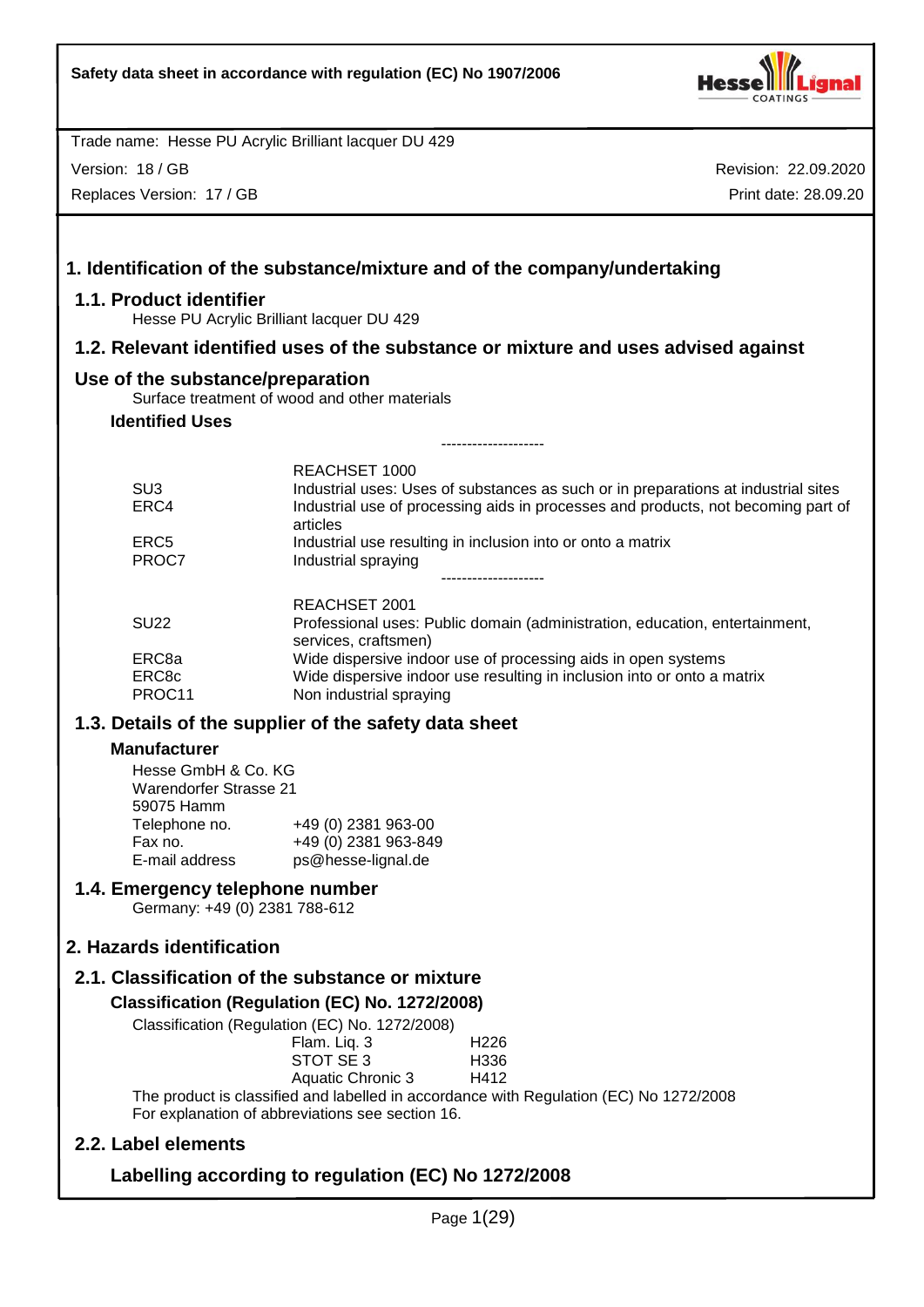Safety data sheet in accordance with regulation (EC) No 1907/2006

Trade name: Hesse PU Acrylic Brilliant lacquer DU 429

Version: 18 / GB

Replaces Version: 17 / GB

Revision: 22.09.2020

Print date: 28.09.20

# 1. Identification of the substance/mixture and of the company/undertaking

## 1.1. Product identifier

Hesse PU Acrylic Brilliant lacquer DU 429

## 1.2. Relevant identified uses of the substance or mixture and uses advised against

## Use of the substance/preparation

Surface treatment of wood and other materials

### Identified Uses

--------------------

| | REACHSET 1000 |
|---|---|
| SU3 | Industrial uses: Uses of substances as such or in preparations at industrial sites |
| ERC4 | Industrial use of processing aids in processes and products, not becoming part of articles |
| ERC5 | Industrial use resulting in inclusion into or onto a matrix |
| PROC7 | Industrial spraying |

--------------------

| | REACHSET 2001 |
|---|---|
| SU22 | Professional uses: Public domain (administration, education, entertainment, services, craftsmen) |
| ERC8a | Wide dispersive indoor use of processing aids in open systems |
| ERC8c | Wide dispersive indoor use resulting in inclusion into or onto a matrix |
| PROC11 | Non industrial spraying |

## 1.3. Details of the supplier of the safety data sheet

### Manufacturer

Hesse GmbH & Co. KG
Warendorfer Strasse 21
59075 Hamm

| | |
|---|---|
| Telephone no. | +49 (0) 2381 963-00 |
| Fax no. | +49 (0) 2381 963-849 |
| E-mail address | ps@hesse-lignal.de |

## 1.4. Emergency telephone number

Germany: +49 (0) 2381 788-612

# 2. Hazards identification

## 2.1. Classification of the substance or mixture

### Classification (Regulation (EC) No. 1272/2008)

Classification (Regulation (EC) No. 1272/2008)

| | |
|---|---|
| Flam. Liq. 3 | H226 |
| STOT SE 3 | H336 |
| Aquatic Chronic 3 | H412 |

The product is classified and labelled in accordance with Regulation (EC) No 1272/2008
For explanation of abbreviations see section 16.

## 2.2. Label elements

### Labelling according to regulation (EC) No 1272/2008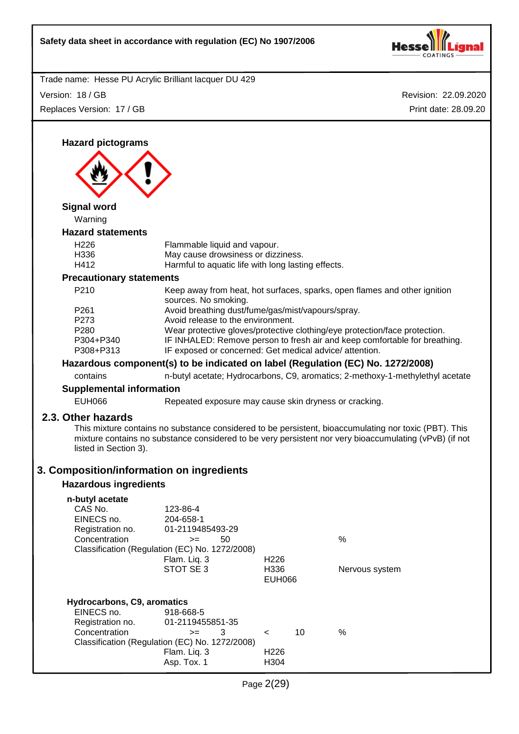Trade name: Hesse PU Acrylic Brilliant lacquer DU 429

Version: 18 / GB  Revision: 22.09.2020

Replaces Version: 17 / GB  Print date: 28.09.20

### Hazard pictograms

### Signal word

Warning

### Hazard statements

| | |
|---|---|
| H226 | Flammable liquid and vapour. |
| H336 | May cause drowsiness or dizziness. |
| H412 | Harmful to aquatic life with long lasting effects. |

### Precautionary statements

| | |
|---|---|
| P210 | Keep away from heat, hot surfaces, sparks, open flames and other ignition sources. No smoking. |
| P261 | Avoid breathing dust/fume/gas/mist/vapours/spray. |
| P273 | Avoid release to the environment. |
| P280 | Wear protective gloves/protective clothing/eye protection/face protection. |
| P304+P340 | IF INHALED: Remove person to fresh air and keep comfortable for breathing. |
| P308+P313 | IF exposed or concerned: Get medical advice/ attention. |

### Hazardous component(s) to be indicated on label (Regulation (EC) No. 1272/2008)

contains  n-butyl acetate; Hydrocarbons, C9, aromatics; 2-methoxy-1-methylethyl acetate

### Supplemental information

EUH066  Repeated exposure may cause skin dryness or cracking.

## 2.3. Other hazards

This mixture contains no substance considered to be persistent, bioaccumulating nor toxic (PBT). This mixture contains no substance considered to be very persistent nor very bioaccumulating (vPvB) (if not listed in Section 3).

# 3. Composition/information on ingredients

### Hazardous ingredients

**n-butyl acetate**

| | | | |
|---|---|---|---|
| CAS No. | 123-86-4 | | |
| EINECS no. | 204-658-1 | | |
| Registration no. | 01-2119485493-29 | | |
| Concentration | >= 50 | | % |
| Classification (Regulation (EC) No. 1272/2008) | | | |
| | Flam. Liq. 3 | H226 | |
| | STOT SE 3 | H336 | Nervous system |
| | | EUH066 | |

**Hydrocarbons, C9, aromatics**

| | | | |
|---|---|---|---|
| EINECS no. | 918-668-5 | | |
| Registration no. | 01-2119455851-35 | | |
| Concentration | >= 3 | < 10 | % |
| Classification (Regulation (EC) No. 1272/2008) | | | |
| | Flam. Liq. 3 | H226 | |
| | Asp. Tox. 1 | H304 | |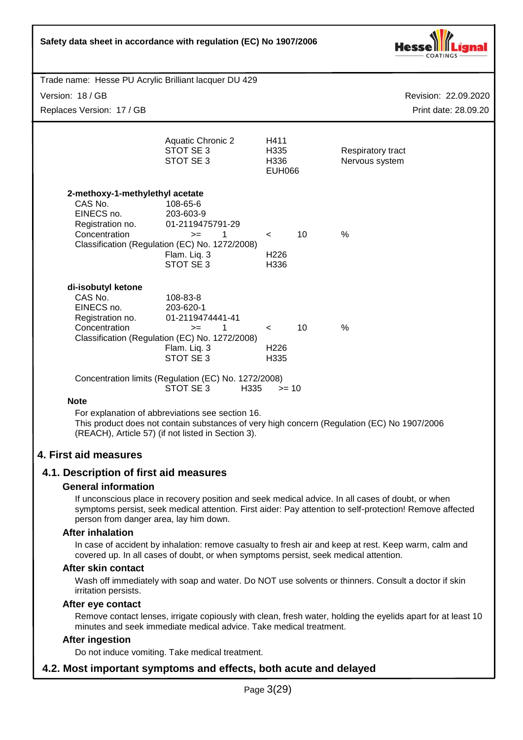| | | | |
|---|---|---|---|
| | Aquatic Chronic 2 | H411 | |
| | STOT SE 3 | H335 | Respiratory tract |
| | STOT SE 3 | H336 | Nervous system |
| | | EUH066 | |

**2-methoxy-1-methylethyl acetate**

| | | | | |
|---|---|---|---|---|
| CAS No. | 108-65-6 | | | |
| EINECS no. | 203-603-9 | | | |
| Registration no. | 01-2119475791-29 | | | |
| Concentration | >= 1 | < | 10 | % |

Classification (Regulation (EC) No. 1272/2008)

| | |
|---|---|
| Flam. Liq. 3 | H226 |
| STOT SE 3 | H336 |

**di-isobutyl ketone**

| | | | | |
|---|---|---|---|---|
| CAS No. | 108-83-8 | | | |
| EINECS no. | 203-620-1 | | | |
| Registration no. | 01-2119474441-41 | | | |
| Concentration | >= 1 | < | 10 | % |

Classification (Regulation (EC) No. 1272/2008)

| | |
|---|---|
| Flam. Liq. 3 | H226 |
| STOT SE 3 | H335 |

Concentration limits (Regulation (EC) No. 1272/2008)

| | | |
|---|---|---|
| STOT SE 3 | H335 | >= 10 |

**Note**

For explanation of abbreviations see section 16.
This product does not contain substances of very high concern (Regulation (EC) No 1907/2006 (REACH), Article 57) (if not listed in Section 3).

# 4. First aid measures

## 4.1. Description of first aid measures

### General information

If unconscious place in recovery position and seek medical advice. In all cases of doubt, or when symptoms persist, seek medical attention. First aider: Pay attention to self-protection! Remove affected person from danger area, lay him down.

### After inhalation

In case of accident by inhalation: remove casualty to fresh air and keep at rest. Keep warm, calm and covered up. In all cases of doubt, or when symptoms persist, seek medical attention.

### After skin contact

Wash off immediately with soap and water. Do NOT use solvents or thinners. Consult a doctor if skin irritation persists.

### After eye contact

Remove contact lenses, irrigate copiously with clean, fresh water, holding the eyelids apart for at least 10 minutes and seek immediate medical advice. Take medical treatment.

### After ingestion

Do not induce vomiting. Take medical treatment.

## 4.2. Most important symptoms and effects, both acute and delayed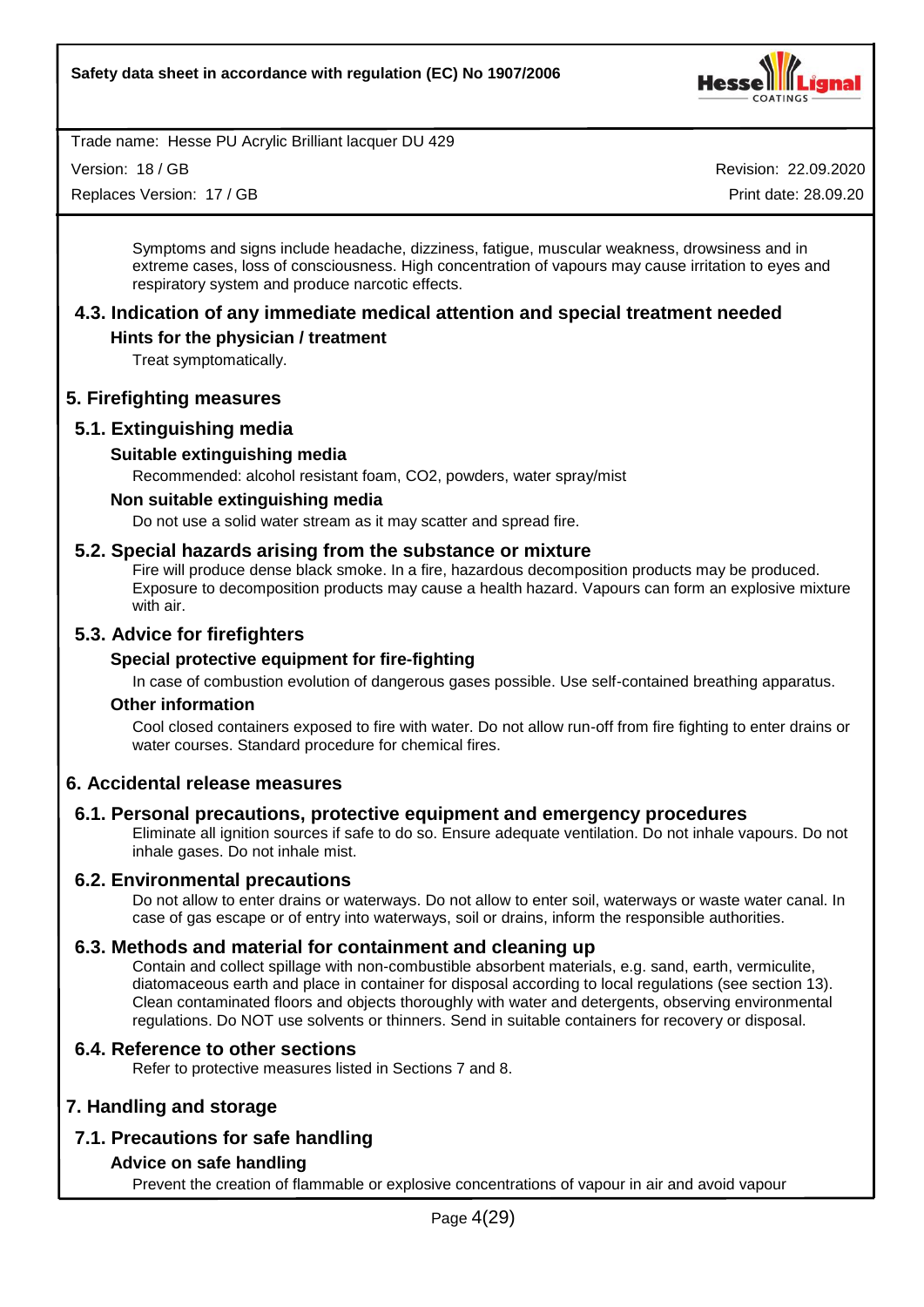Symptoms and signs include headache, dizziness, fatigue, muscular weakness, drowsiness and in extreme cases, loss of consciousness. High concentration of vapours may cause irritation to eyes and respiratory system and produce narcotic effects.

### 4.3. Indication of any immediate medical attention and special treatment needed

**Hints for the physician / treatment**

Treat symptomatically.

## 5. Firefighting measures

### 5.1. Extinguishing media

**Suitable extinguishing media**

Recommended: alcohol resistant foam, $CO_2$, powders, water spray/mist

**Non suitable extinguishing media**

Do not use a solid water stream as it may scatter and spread fire.

### 5.2. Special hazards arising from the substance or mixture

Fire will produce dense black smoke. In a fire, hazardous decomposition products may be produced. Exposure to decomposition products may cause a health hazard. Vapours can form an explosive mixture with air.

### 5.3. Advice for firefighters

**Special protective equipment for fire-fighting**

In case of combustion evolution of dangerous gases possible. Use self-contained breathing apparatus.

**Other information**

Cool closed containers exposed to fire with water. Do not allow run-off from fire fighting to enter drains or water courses. Standard procedure for chemical fires.

## 6. Accidental release measures

### 6.1. Personal precautions, protective equipment and emergency procedures

Eliminate all ignition sources if safe to do so. Ensure adequate ventilation. Do not inhale vapours. Do not inhale gases. Do not inhale mist.

### 6.2. Environmental precautions

Do not allow to enter drains or waterways. Do not allow to enter soil, waterways or waste water canal. In case of gas escape or of entry into waterways, soil or drains, inform the responsible authorities.

### 6.3. Methods and material for containment and cleaning up

Contain and collect spillage with non-combustible absorbent materials, e.g. sand, earth, vermiculite, diatomaceous earth and place in container for disposal according to local regulations (see section 13). Clean contaminated floors and objects thoroughly with water and detergents, observing environmental regulations. Do NOT use solvents or thinners. Send in suitable containers for recovery or disposal.

### 6.4. Reference to other sections

Refer to protective measures listed in Sections 7 and 8.

## 7. Handling and storage

### 7.1. Precautions for safe handling

**Advice on safe handling**

Prevent the creation of flammable or explosive concentrations of vapour in air and avoid vapour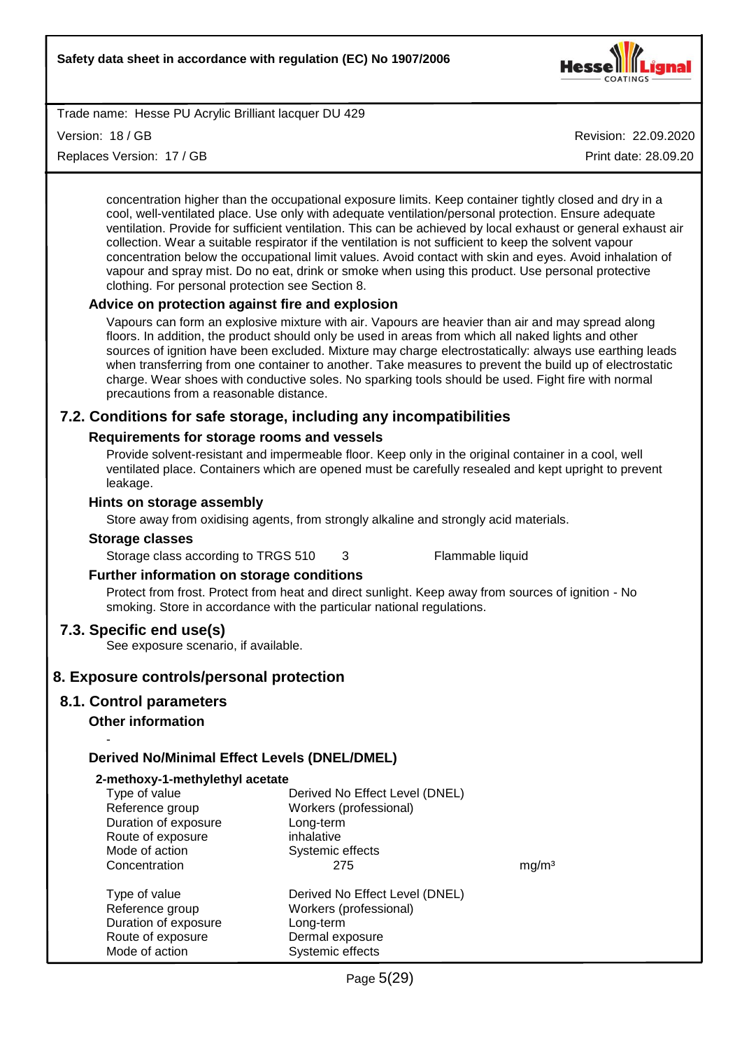concentration higher than the occupational exposure limits. Keep container tightly closed and dry in a cool, well-ventilated place. Use only with adequate ventilation/personal protection. Ensure adequate ventilation. Provide for sufficient ventilation. This can be achieved by local exhaust or general exhaust air collection. Wear a suitable respirator if the ventilation is not sufficient to keep the solvent vapour concentration below the occupational limit values. Avoid contact with skin and eyes. Avoid inhalation of vapour and spray mist. Do no eat, drink or smoke when using this product. Use personal protective clothing. For personal protection see Section 8.

### Advice on protection against fire and explosion

Vapours can form an explosive mixture with air. Vapours are heavier than air and may spread along floors. In addition, the product should only be used in areas from which all naked lights and other sources of ignition have been excluded. Mixture may charge electrostatically: always use earthing leads when transferring from one container to another. Take measures to prevent the build up of electrostatic charge. Wear shoes with conductive soles. No sparking tools should be used. Fight fire with normal precautions from a reasonable distance.

## 7.2. Conditions for safe storage, including any incompatibilities

### Requirements for storage rooms and vessels

Provide solvent-resistant and impermeable floor. Keep only in the original container in a cool, well ventilated place. Containers which are opened must be carefully resealed and kept upright to prevent leakage.

### Hints on storage assembly

Store away from oxidising agents, from strongly alkaline and strongly acid materials.

### Storage classes

| | | |
|---|---|---|
| Storage class according to TRGS 510 | 3 | Flammable liquid |

### Further information on storage conditions

Protect from frost. Protect from heat and direct sunlight. Keep away from sources of ignition - No smoking. Store in accordance with the particular national regulations.

## 7.3. Specific end use(s)

See exposure scenario, if available.

# 8. Exposure controls/personal protection

## 8.1. Control parameters

### Other information

-

### Derived No/Minimal Effect Levels (DNEL/DMEL)

**2-methoxy-1-methylethyl acetate**

| | | |
|---|---|---|
| Type of value | Derived No Effect Level (DNEL) | |
| Reference group | Workers (professional) | |
| Duration of exposure | Long-term | |
| Route of exposure | inhalative | |
| Mode of action | Systemic effects | |
| Concentration | 275 | mg/m³ |

| | | |
|---|---|---|
| Type of value | Derived No Effect Level (DNEL) | |
| Reference group | Workers (professional) | |
| Duration of exposure | Long-term | |
| Route of exposure | Dermal exposure | |
| Mode of action | Systemic effects | |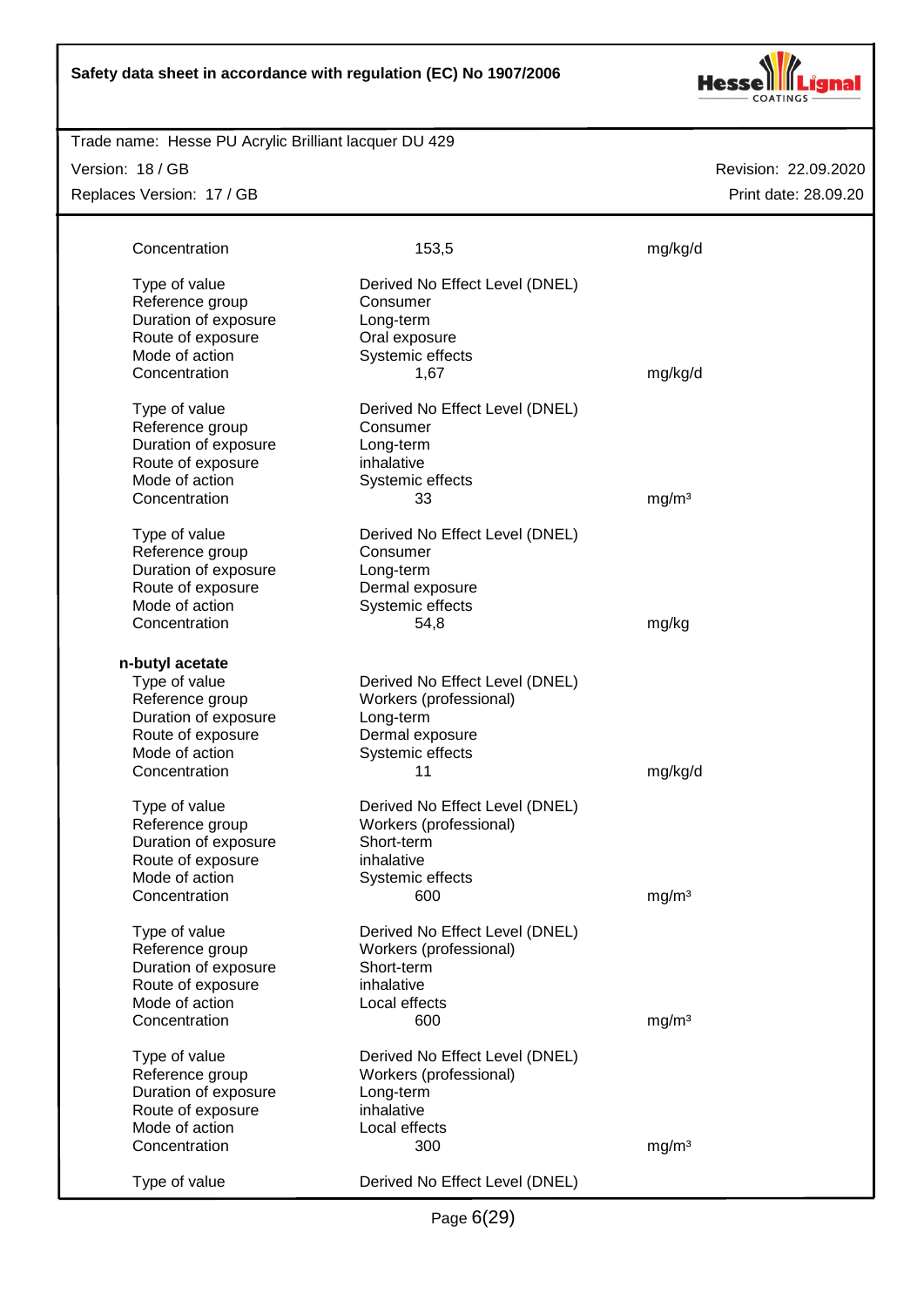| | | |
|---|---|---|
| Concentration | 153,5 | mg/kg/d |

| | | |
|---|---|---|
| Type of value | Derived No Effect Level (DNEL) | |
| Reference group | Consumer | |
| Duration of exposure | Long-term | |
| Route of exposure | Oral exposure | |
| Mode of action | Systemic effects | |
| Concentration | 1,67 | mg/kg/d |

| | | |
|---|---|---|
| Type of value | Derived No Effect Level (DNEL) | |
| Reference group | Consumer | |
| Duration of exposure | Long-term | |
| Route of exposure | inhalative | |
| Mode of action | Systemic effects | |
| Concentration | 33 | mg/m³ |

| | | |
|---|---|---|
| Type of value | Derived No Effect Level (DNEL) | |
| Reference group | Consumer | |
| Duration of exposure | Long-term | |
| Route of exposure | Dermal exposure | |
| Mode of action | Systemic effects | |
| Concentration | 54,8 | mg/kg |

**n-butyl acetate**

| | | |
|---|---|---|
| Type of value | Derived No Effect Level (DNEL) | |
| Reference group | Workers (professional) | |
| Duration of exposure | Long-term | |
| Route of exposure | Dermal exposure | |
| Mode of action | Systemic effects | |
| Concentration | 11 | mg/kg/d |

| | | |
|---|---|---|
| Type of value | Derived No Effect Level (DNEL) | |
| Reference group | Workers (professional) | |
| Duration of exposure | Short-term | |
| Route of exposure | inhalative | |
| Mode of action | Systemic effects | |
| Concentration | 600 | mg/m³ |

| | | |
|---|---|---|
| Type of value | Derived No Effect Level (DNEL) | |
| Reference group | Workers (professional) | |
| Duration of exposure | Short-term | |
| Route of exposure | inhalative | |
| Mode of action | Local effects | |
| Concentration | 600 | mg/m³ |

| | | |
|---|---|---|
| Type of value | Derived No Effect Level (DNEL) | |
| Reference group | Workers (professional) | |
| Duration of exposure | Long-term | |
| Route of exposure | inhalative | |
| Mode of action | Local effects | |
| Concentration | 300 | mg/m³ |

| | | |
|---|---|---|
| Type of value | Derived No Effect Level (DNEL) | |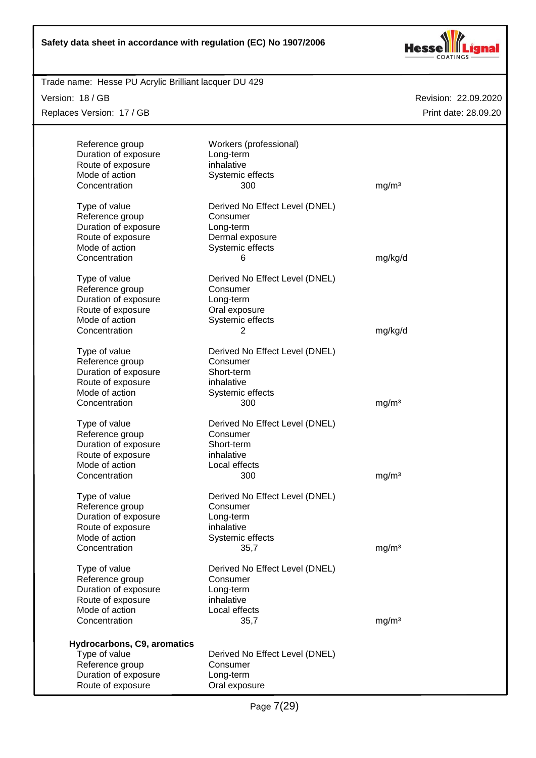| | | |
|---|---|---|
| Reference group | Workers (professional) | |
| Duration of exposure | Long-term | |
| Route of exposure | inhalative | |
| Mode of action | Systemic effects | |
| Concentration | 300 | mg/m³ |

| | | |
|---|---|---|
| Type of value | Derived No Effect Level (DNEL) | |
| Reference group | Consumer | |
| Duration of exposure | Long-term | |
| Route of exposure | Dermal exposure | |
| Mode of action | Systemic effects | |
| Concentration | 6 | mg/kg/d |

| | | |
|---|---|---|
| Type of value | Derived No Effect Level (DNEL) | |
| Reference group | Consumer | |
| Duration of exposure | Long-term | |
| Route of exposure | Oral exposure | |
| Mode of action | Systemic effects | |
| Concentration | 2 | mg/kg/d |

| | | |
|---|---|---|
| Type of value | Derived No Effect Level (DNEL) | |
| Reference group | Consumer | |
| Duration of exposure | Short-term | |
| Route of exposure | inhalative | |
| Mode of action | Systemic effects | |
| Concentration | 300 | mg/m³ |

| | | |
|---|---|---|
| Type of value | Derived No Effect Level (DNEL) | |
| Reference group | Consumer | |
| Duration of exposure | Short-term | |
| Route of exposure | inhalative | |
| Mode of action | Local effects | |
| Concentration | 300 | mg/m³ |

| | | |
|---|---|---|
| Type of value | Derived No Effect Level (DNEL) | |
| Reference group | Consumer | |
| Duration of exposure | Long-term | |
| Route of exposure | inhalative | |
| Mode of action | Systemic effects | |
| Concentration | 35,7 | mg/m³ |

| | | |
|---|---|---|
| Type of value | Derived No Effect Level (DNEL) | |
| Reference group | Consumer | |
| Duration of exposure | Long-term | |
| Route of exposure | inhalative | |
| Mode of action | Local effects | |
| Concentration | 35,7 | mg/m³ |

**Hydrocarbons, C9, aromatics**

| | |
|---|---|
| Type of value | Derived No Effect Level (DNEL) |
| Reference group | Consumer |
| Duration of exposure | Long-term |
| Route of exposure | Oral exposure |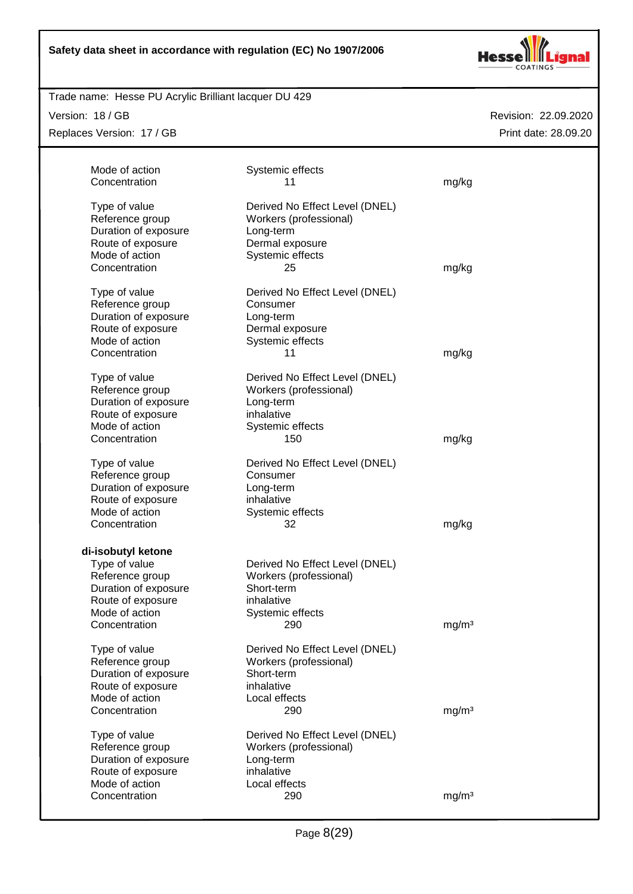| | | |
|---|---|---|
| Mode of action | Systemic effects | |
| Concentration | 11 | mg/kg |
| | | |
| Type of value | Derived No Effect Level (DNEL) | |
| Reference group | Workers (professional) | |
| Duration of exposure | Long-term | |
| Route of exposure | Dermal exposure | |
| Mode of action | Systemic effects | |
| Concentration | 25 | mg/kg |
| | | |
| Type of value | Derived No Effect Level (DNEL) | |
| Reference group | Consumer | |
| Duration of exposure | Long-term | |
| Route of exposure | Dermal exposure | |
| Mode of action | Systemic effects | |
| Concentration | 11 | mg/kg |
| | | |
| Type of value | Derived No Effect Level (DNEL) | |
| Reference group | Workers (professional) | |
| Duration of exposure | Long-term | |
| Route of exposure | inhalative | |
| Mode of action | Systemic effects | |
| Concentration | 150 | mg/kg |
| | | |
| Type of value | Derived No Effect Level (DNEL) | |
| Reference group | Consumer | |
| Duration of exposure | Long-term | |
| Route of exposure | inhalative | |
| Mode of action | Systemic effects | |
| Concentration | 32 | mg/kg |

**di-isobutyl ketone**

| | | |
|---|---|---|
| Type of value | Derived No Effect Level (DNEL) | |
| Reference group | Workers (professional) | |
| Duration of exposure | Short-term | |
| Route of exposure | inhalative | |
| Mode of action | Systemic effects | |
| Concentration | 290 | mg/m³ |
| | | |
| Type of value | Derived No Effect Level (DNEL) | |
| Reference group | Workers (professional) | |
| Duration of exposure | Short-term | |
| Route of exposure | inhalative | |
| Mode of action | Local effects | |
| Concentration | 290 | mg/m³ |
| | | |
| Type of value | Derived No Effect Level (DNEL) | |
| Reference group | Workers (professional) | |
| Duration of exposure | Long-term | |
| Route of exposure | inhalative | |
| Mode of action | Local effects | |
| Concentration | 290 | mg/m³ |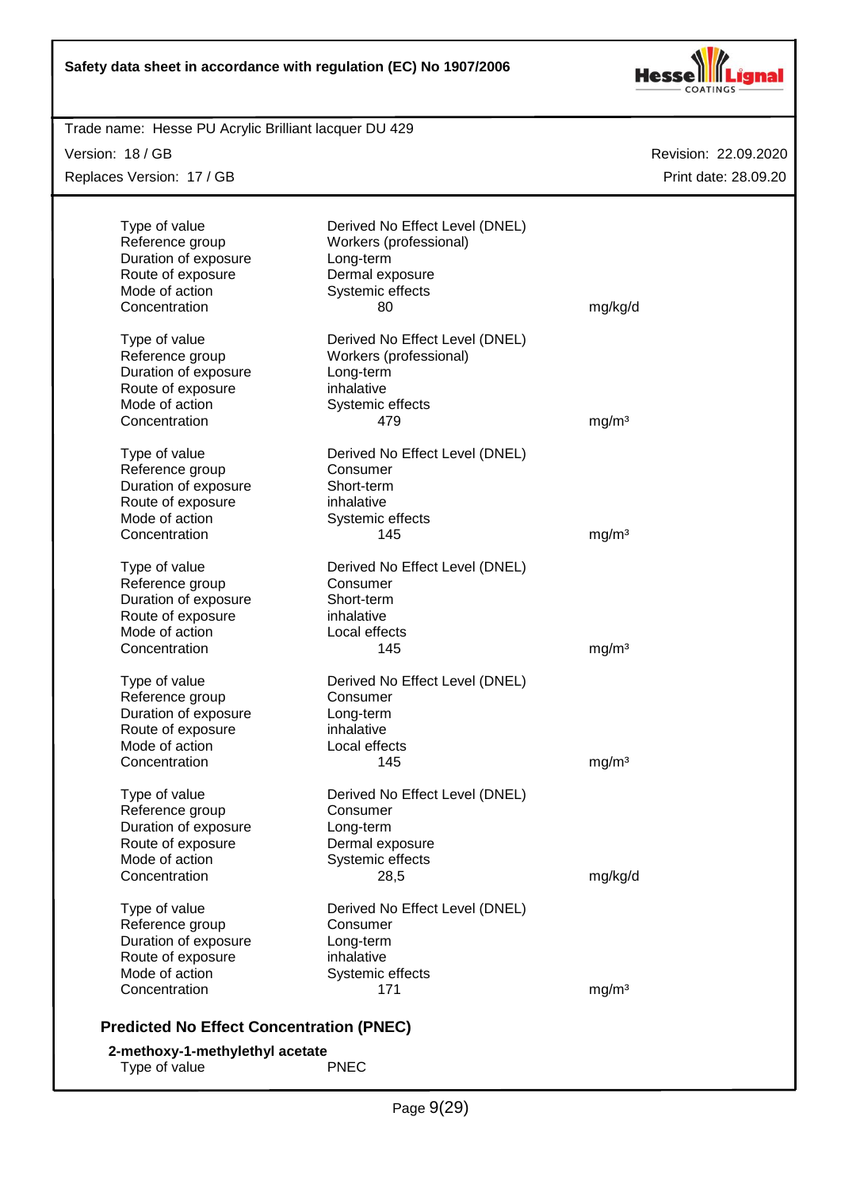| | | |
|---|---|---|
| Type of value | Derived No Effect Level (DNEL) | |
| Reference group | Workers (professional) | |
| Duration of exposure | Long-term | |
| Route of exposure | Dermal exposure | |
| Mode of action | Systemic effects | |
| Concentration | 80 | mg/kg/d |

| | | |
|---|---|---|
| Type of value | Derived No Effect Level (DNEL) | |
| Reference group | Workers (professional) | |
| Duration of exposure | Long-term | |
| Route of exposure | inhalative | |
| Mode of action | Systemic effects | |
| Concentration | 479 | mg/m³ |

| | | |
|---|---|---|
| Type of value | Derived No Effect Level (DNEL) | |
| Reference group | Consumer | |
| Duration of exposure | Short-term | |
| Route of exposure | inhalative | |
| Mode of action | Systemic effects | |
| Concentration | 145 | mg/m³ |

| | | |
|---|---|---|
| Type of value | Derived No Effect Level (DNEL) | |
| Reference group | Consumer | |
| Duration of exposure | Short-term | |
| Route of exposure | inhalative | |
| Mode of action | Local effects | |
| Concentration | 145 | mg/m³ |

| | | |
|---|---|---|
| Type of value | Derived No Effect Level (DNEL) | |
| Reference group | Consumer | |
| Duration of exposure | Long-term | |
| Route of exposure | inhalative | |
| Mode of action | Local effects | |
| Concentration | 145 | mg/m³ |

| | | |
|---|---|---|
| Type of value | Derived No Effect Level (DNEL) | |
| Reference group | Consumer | |
| Duration of exposure | Long-term | |
| Route of exposure | Dermal exposure | |
| Mode of action | Systemic effects | |
| Concentration | 28,5 | mg/kg/d |

| | | |
|---|---|---|
| Type of value | Derived No Effect Level (DNEL) | |
| Reference group | Consumer | |
| Duration of exposure | Long-term | |
| Route of exposure | inhalative | |
| Mode of action | Systemic effects | |
| Concentration | 171 | mg/m³ |

### Predicted No Effect Concentration (PNEC)

**2-methoxy-1-methylethyl acetate**

| | |
|---|---|
| Type of value | PNEC |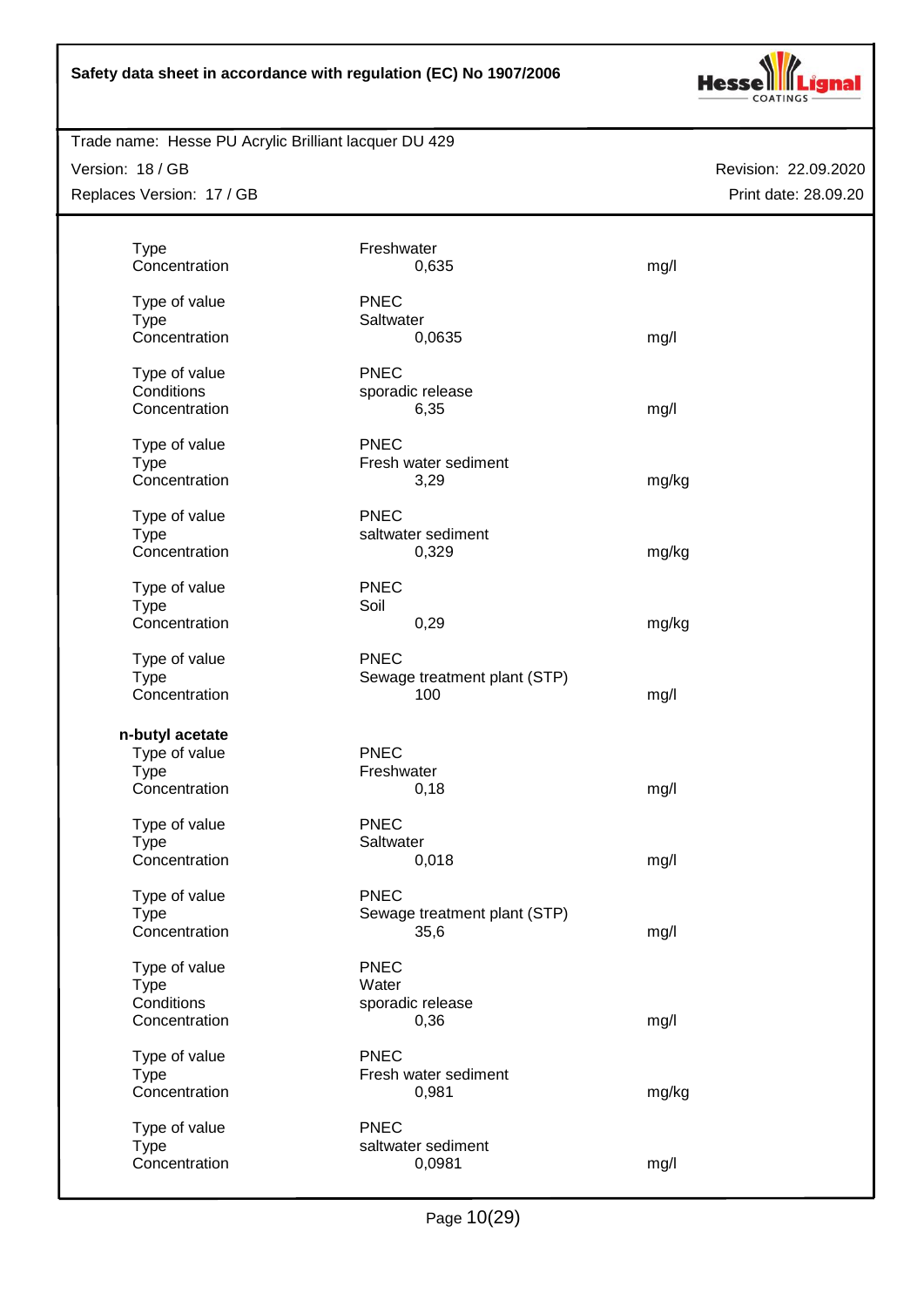| | | |
|---|---|---|
| Type | Freshwater | |
| Concentration | 0,635 | mg/l |
| | | |
| Type of value | PNEC | |
| Type | Saltwater | |
| Concentration | 0,0635 | mg/l |
| | | |
| Type of value | PNEC | |
| Conditions | sporadic release | |
| Concentration | 6,35 | mg/l |
| | | |
| Type of value | PNEC | |
| Type | Fresh water sediment | |
| Concentration | 3,29 | mg/kg |
| | | |
| Type of value | PNEC | |
| Type | saltwater sediment | |
| Concentration | 0,329 | mg/kg |
| | | |
| Type of value | PNEC | |
| Type | Soil | |
| Concentration | 0,29 | mg/kg |
| | | |
| Type of value | PNEC | |
| Type | Sewage treatment plant (STP) | |
| Concentration | 100 | mg/l |

**n-butyl acetate**

| | | |
|---|---|---|
| Type of value | PNEC | |
| Type | Freshwater | |
| Concentration | 0,18 | mg/l |
| | | |
| Type of value | PNEC | |
| Type | Saltwater | |
| Concentration | 0,018 | mg/l |
| | | |
| Type of value | PNEC | |
| Type | Sewage treatment plant (STP) | |
| Concentration | 35,6 | mg/l |
| | | |
| Type of value | PNEC | |
| Type | Water | |
| Conditions | sporadic release | |
| Concentration | 0,36 | mg/l |
| | | |
| Type of value | PNEC | |
| Type | Fresh water sediment | |
| Concentration | 0,981 | mg/kg |
| | | |
| Type of value | PNEC | |
| Type | saltwater sediment | |
| Concentration | 0,0981 | mg/l |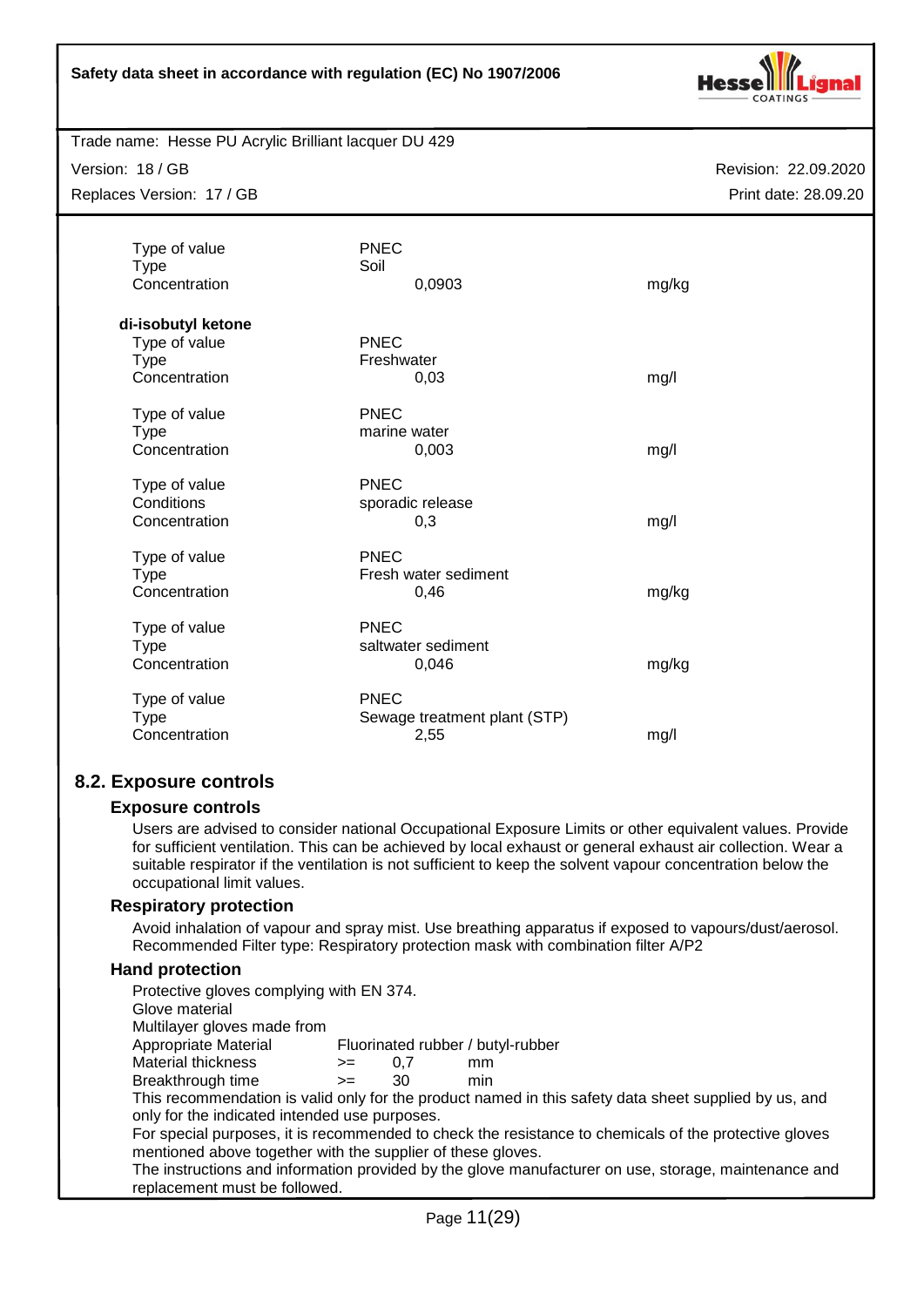| | | |
|---|---|---|
| Type of value | PNEC | |
| Type | Soil | |
| Concentration | 0,0903 | mg/kg |

**di-isobutyl ketone**

| | | |
|---|---|---|
| Type of value | PNEC | |
| Type | Freshwater | |
| Concentration | 0,03 | mg/l |
| | | |
| Type of value | PNEC | |
| Type | marine water | |
| Concentration | 0,003 | mg/l |
| | | |
| Type of value | PNEC | |
| Conditions | sporadic release | |
| Concentration | 0,3 | mg/l |
| | | |
| Type of value | PNEC | |
| Type | Fresh water sediment | |
| Concentration | 0,46 | mg/kg |
| | | |
| Type of value | PNEC | |
| Type | saltwater sediment | |
| Concentration | 0,046 | mg/kg |
| | | |
| Type of value | PNEC | |
| Type | Sewage treatment plant (STP) | |
| Concentration | 2,55 | mg/l |

## 8.2. Exposure controls

### Exposure controls

Users are advised to consider national Occupational Exposure Limits or other equivalent values. Provide for sufficient ventilation. This can be achieved by local exhaust or general exhaust air collection. Wear a suitable respirator if the ventilation is not sufficient to keep the solvent vapour concentration below the occupational limit values.

### Respiratory protection

Avoid inhalation of vapour and spray mist. Use breathing apparatus if exposed to vapours/dust/aerosol. Recommended Filter type: Respiratory protection mask with combination filter A/P2

### Hand protection

Protective gloves complying with EN 374.
Glove material
Multilayer gloves made from

| | | | |
|---|---|---|---|
| Appropriate Material | Fluorinated rubber / butyl-rubber | | |
| Material thickness | >= | 0,7 | mm |
| Breakthrough time | >= | 30 | min |

This recommendation is valid only for the product named in this safety data sheet supplied by us, and only for the indicated intended use purposes.
For special purposes, it is recommended to check the resistance to chemicals of the protective gloves mentioned above together with the supplier of these gloves.
The instructions and information provided by the glove manufacturer on use, storage, maintenance and replacement must be followed.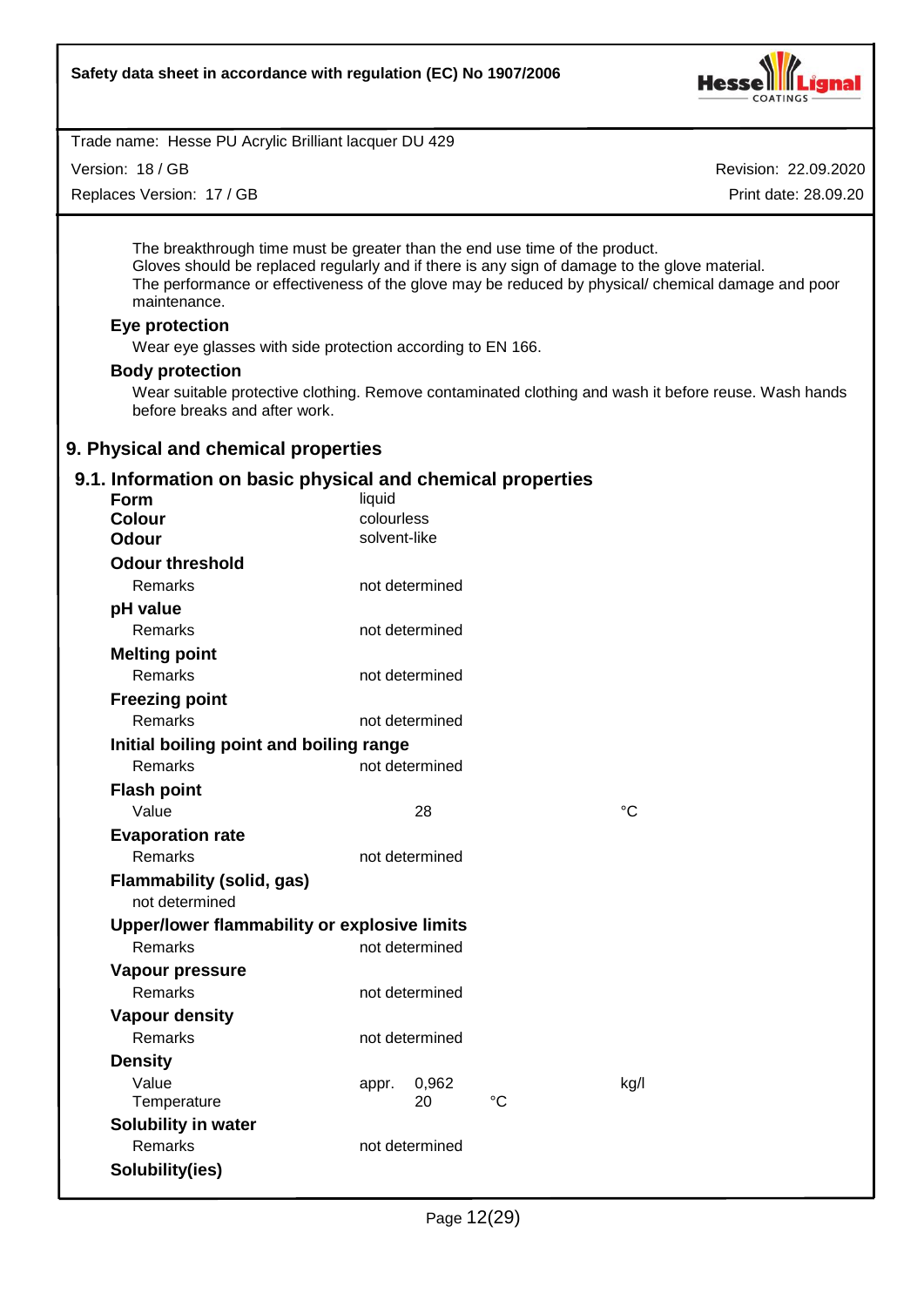The breakthrough time must be greater than the end use time of the product.
Gloves should be replaced regularly and if there is any sign of damage to the glove material.
The performance or effectiveness of the glove may be reduced by physical/ chemical damage and poor maintenance.

**Eye protection**

Wear eye glasses with side protection according to EN 166.

**Body protection**

Wear suitable protective clothing. Remove contaminated clothing and wash it before reuse. Wash hands before breaks and after work.

## 9. Physical and chemical properties

### 9.1. Information on basic physical and chemical properties

| | | | |
|---|---|---|---|
| **Form** | liquid | | |
| **Colour** | colourless | | |
| **Odour** | solvent-like | | |
| **Odour threshold** | | | |
| Remarks | not determined | | |
| **pH value** | | | |
| Remarks | not determined | | |
| **Melting point** | | | |
| Remarks | not determined | | |
| **Freezing point** | | | |
| Remarks | not determined | | |
| **Initial boiling point and boiling range** | | | |
| Remarks | not determined | | |
| **Flash point** | | | |
| Value | 28 | | °C |
| **Evaporation rate** | | | |
| Remarks | not determined | | |
| **Flammability (solid, gas)** | | | |
| not determined | | | |
| **Upper/lower flammability or explosive limits** | | | |
| Remarks | not determined | | |
| **Vapour pressure** | | | |
| Remarks | not determined | | |
| **Vapour density** | | | |
| Remarks | not determined | | |
| **Density** | | | |
| Value | appr. 0,962 | | kg/l |
| Temperature | 20 | °C | |
| **Solubility in water** | | | |
| Remarks | not determined | | |
| **Solubility(ies)** | | | |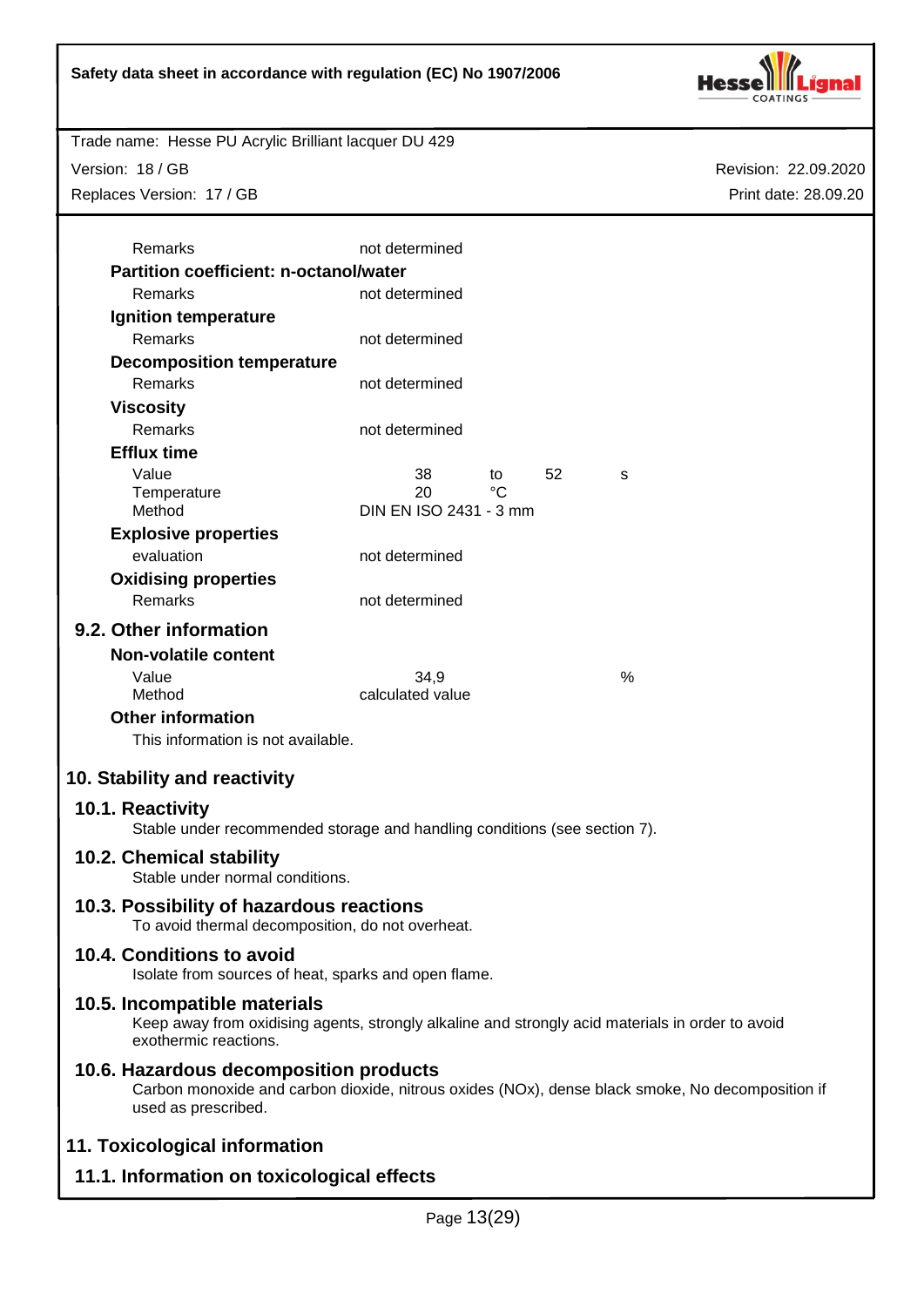| | |
|---|---|
| Remarks | not determined |

**Partition coefficient: n-octanol/water**

| | |
|---|---|
| Remarks | not determined |

**Ignition temperature**

| | |
|---|---|
| Remarks | not determined |

**Decomposition temperature**

| | |
|---|---|
| Remarks | not determined |

**Viscosity**

| | |
|---|---|
| Remarks | not determined |

**Efflux time**

| | | | | |
|---|---|---|---|---|
| Value | 38 | to | 52 | s |
| Temperature | 20 | °C | | |
| Method | DIN EN ISO 2431 - 3 mm | | | |

**Explosive properties**

| | |
|---|---|
| evaluation | not determined |

**Oxidising properties**

| | |
|---|---|
| Remarks | not determined |

### 9.2. Other information

**Non-volatile content**

| | | |
|---|---|---|
| Value | 34,9 | % |
| Method | calculated value | |

**Other information**

This information is not available.

## 10. Stability and reactivity

### 10.1. Reactivity

Stable under recommended storage and handling conditions (see section 7).

### 10.2. Chemical stability

Stable under normal conditions.

### 10.3. Possibility of hazardous reactions

To avoid thermal decomposition, do not overheat.

### 10.4. Conditions to avoid

Isolate from sources of heat, sparks and open flame.

### 10.5. Incompatible materials

Keep away from oxidising agents, strongly alkaline and strongly acid materials in order to avoid exothermic reactions.

### 10.6. Hazardous decomposition products

Carbon monoxide and carbon dioxide, nitrous oxides (NOx), dense black smoke, No decomposition if used as prescribed.

## 11. Toxicological information

### 11.1. Information on toxicological effects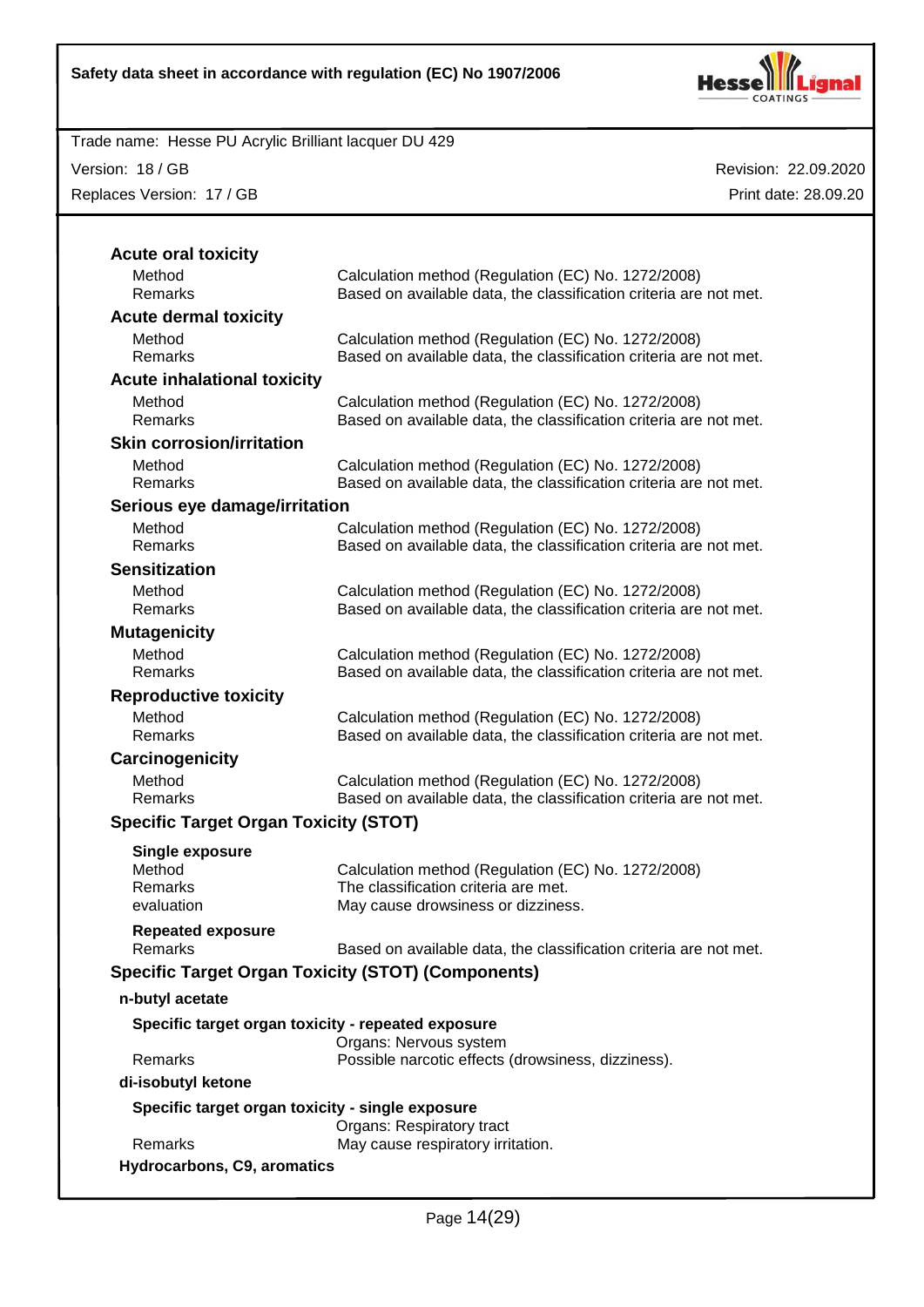### Acute oral toxicity

| | |
|---|---|
| Method | Calculation method (Regulation (EC) No. 1272/2008) |
| Remarks | Based on available data, the classification criteria are not met. |

### Acute dermal toxicity

| | |
|---|---|
| Method | Calculation method (Regulation (EC) No. 1272/2008) |
| Remarks | Based on available data, the classification criteria are not met. |

### Acute inhalational toxicity

| | |
|---|---|
| Method | Calculation method (Regulation (EC) No. 1272/2008) |
| Remarks | Based on available data, the classification criteria are not met. |

### Skin corrosion/irritation

| | |
|---|---|
| Method | Calculation method (Regulation (EC) No. 1272/2008) |
| Remarks | Based on available data, the classification criteria are not met. |

### Serious eye damage/irritation

| | |
|---|---|
| Method | Calculation method (Regulation (EC) No. 1272/2008) |
| Remarks | Based on available data, the classification criteria are not met. |

### Sensitization

| | |
|---|---|
| Method | Calculation method (Regulation (EC) No. 1272/2008) |
| Remarks | Based on available data, the classification criteria are not met. |

### Mutagenicity

| | |
|---|---|
| Method | Calculation method (Regulation (EC) No. 1272/2008) |
| Remarks | Based on available data, the classification criteria are not met. |

### Reproductive toxicity

| | |
|---|---|
| Method | Calculation method (Regulation (EC) No. 1272/2008) |
| Remarks | Based on available data, the classification criteria are not met. |

### Carcinogenicity

| | |
|---|---|
| Method | Calculation method (Regulation (EC) No. 1272/2008) |
| Remarks | Based on available data, the classification criteria are not met. |

### Specific Target Organ Toxicity (STOT)

**Single exposure**

| | |
|---|---|
| Method | Calculation method (Regulation (EC) No. 1272/2008) |
| Remarks | The classification criteria are met. |
| evaluation | May cause drowsiness or dizziness. |

**Repeated exposure**

| | |
|---|---|
| Remarks | Based on available data, the classification criteria are not met. |

### Specific Target Organ Toxicity (STOT) (Components)

**n-butyl acetate**

**Specific target organ toxicity - repeated exposure**

| | |
|---|---|
| | Organs: Nervous system |
| Remarks | Possible narcotic effects (drowsiness, dizziness). |

**di-isobutyl ketone**

**Specific target organ toxicity - single exposure**

| | |
|---|---|
| | Organs: Respiratory tract |
| Remarks | May cause respiratory irritation. |

**Hydrocarbons, C9, aromatics**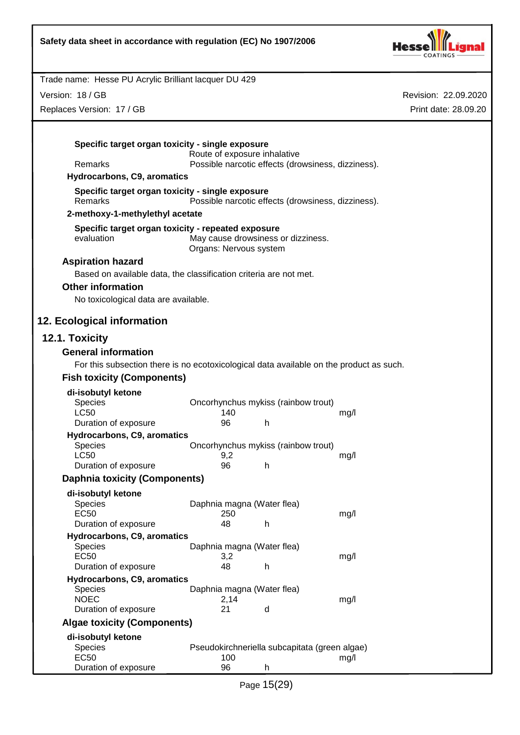**Specific target organ toxicity - single exposure**

Route of exposure inhalative

Remarks: Possible narcotic effects (drowsiness, dizziness).

**Hydrocarbons, C9, aromatics**

**Specific target organ toxicity - single exposure**

Remarks: Possible narcotic effects (drowsiness, dizziness).

**2-methoxy-1-methylethyl acetate**

**Specific target organ toxicity - repeated exposure**

evaluation: May cause drowsiness or dizziness.
Organs: Nervous system

### Aspiration hazard

Based on available data, the classification criteria are not met.

### Other information

No toxicological data are available.

## 12. Ecological information

### 12.1. Toxicity

#### General information

For this subsection there is no ecotoxicological data available on the product as such.

#### Fish toxicity (Components)

**di-isobutyl ketone**

| | | | |
|---|---|---|---|
| Species | Oncorhynchus mykiss (rainbow trout) | | |
| LC50 | 140 | | mg/l |
| Duration of exposure | 96 | h | |

**Hydrocarbons, C9, aromatics**

| | | | |
|---|---|---|---|
| Species | Oncorhynchus mykiss (rainbow trout) | | |
| LC50 | 9,2 | | mg/l |
| Duration of exposure | 96 | h | |

#### Daphnia toxicity (Components)

**di-isobutyl ketone**

| | | | |
|---|---|---|---|
| Species | Daphnia magna (Water flea) | | |
| EC50 | 250 | | mg/l |
| Duration of exposure | 48 | h | |

**Hydrocarbons, C9, aromatics**

| | | | |
|---|---|---|---|
| Species | Daphnia magna (Water flea) | | |
| EC50 | 3,2 | | mg/l |
| Duration of exposure | 48 | h | |

**Hydrocarbons, C9, aromatics**

| | | | |
|---|---|---|---|
| Species | Daphnia magna (Water flea) | | |
| NOEC | 2,14 | | mg/l |
| Duration of exposure | 21 | d | |

#### Algae toxicity (Components)

**di-isobutyl ketone**

| | | | |
|---|---|---|---|
| Species | Pseudokirchneriella subcapitata (green algae) | | |
| EC50 | 100 | | mg/l |
| Duration of exposure | 96 | h | |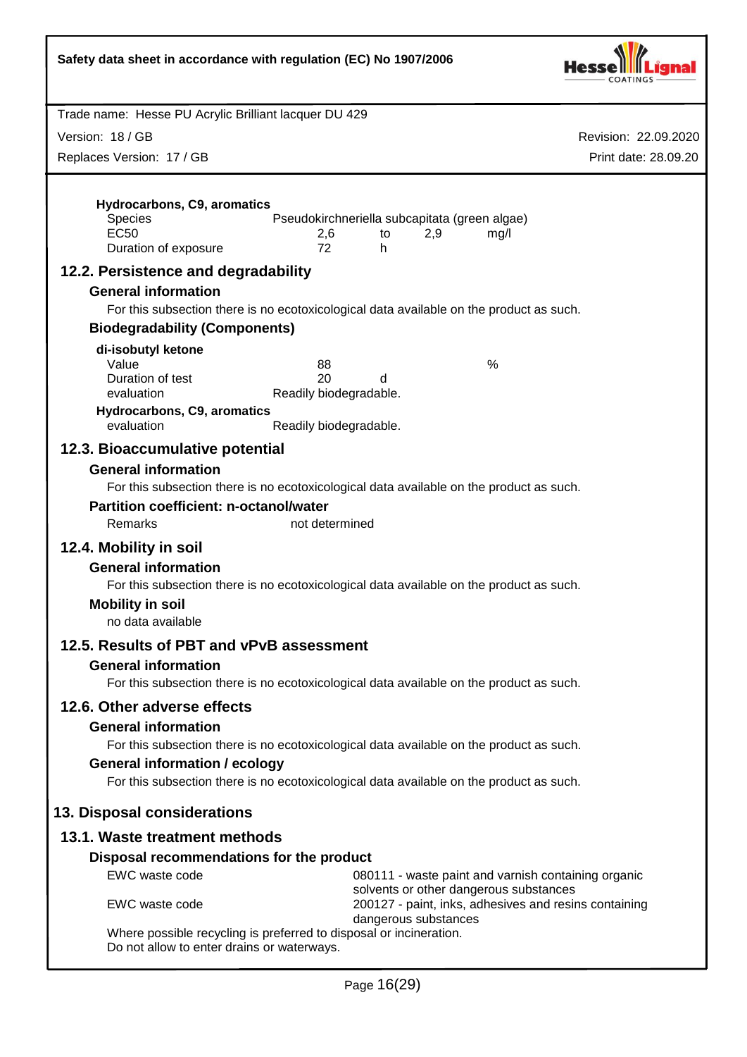**Hydrocarbons, C9, aromatics**

| | | | | |
|---|---|---|---|---|
| Species | Pseudokirchneriella subcapitata (green algae) | | | |
| EC50 | 2,6 | to | 2,9 | mg/l |
| Duration of exposure | 72 | h | | |

## 12.2. Persistence and degradability

### General information

For this subsection there is no ecotoxicological data available on the product as such.

### Biodegradability (Components)

**di-isobutyl ketone**

| | | | |
|---|---|---|---|
| Value | 88 | | % |
| Duration of test | 20 | d | |
| evaluation | Readily biodegradable. | | |

**Hydrocarbons, C9, aromatics**

| | |
|---|---|
| evaluation | Readily biodegradable. |

## 12.3. Bioaccumulative potential

### General information

For this subsection there is no ecotoxicological data available on the product as such.

### Partition coefficient: n-octanol/water

| | |
|---|---|
| Remarks | not determined |

## 12.4. Mobility in soil

### General information

For this subsection there is no ecotoxicological data available on the product as such.

### Mobility in soil

no data available

## 12.5. Results of PBT and vPvB assessment

### General information

For this subsection there is no ecotoxicological data available on the product as such.

## 12.6. Other adverse effects

### General information

For this subsection there is no ecotoxicological data available on the product as such.

### General information / ecology

For this subsection there is no ecotoxicological data available on the product as such.

# 13. Disposal considerations

## 13.1. Waste treatment methods

### Disposal recommendations for the product

| | |
|---|---|
| EWC waste code | 080111 - waste paint and varnish containing organic solvents or other dangerous substances |
| EWC waste code | 200127 - paint, inks, adhesives and resins containing dangerous substances |

Where possible recycling is preferred to disposal or incineration.
Do not allow to enter drains or waterways.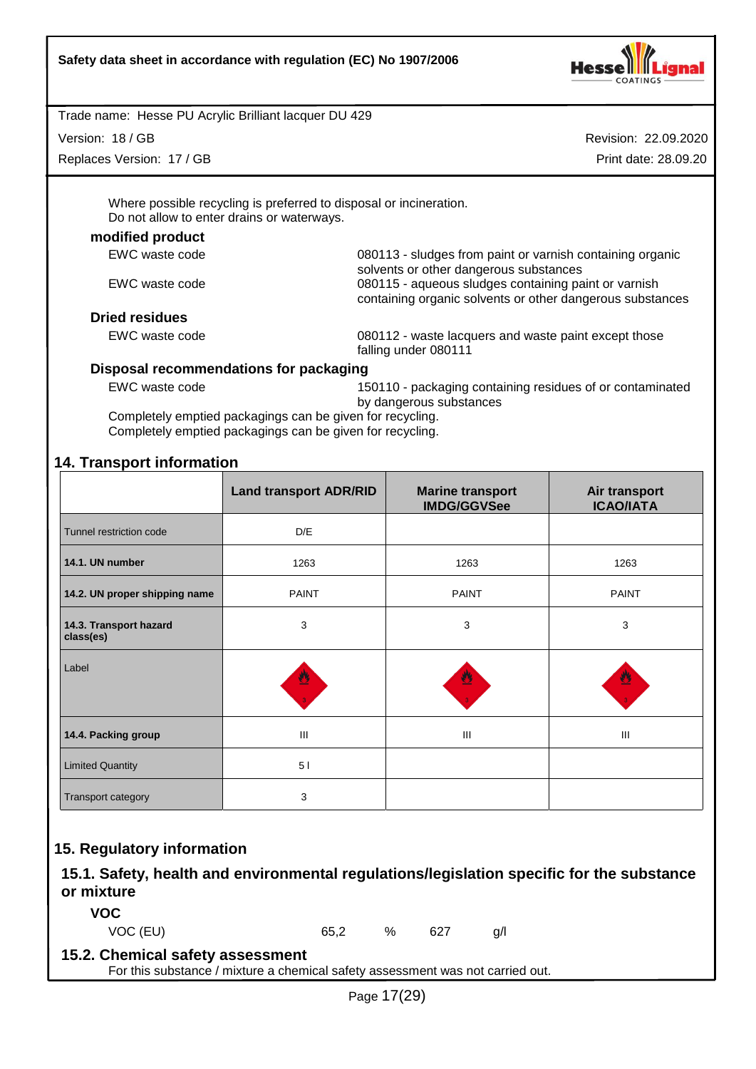Where possible recycling is preferred to disposal or incineration.
Do not allow to enter drains or waterways.

**modified product**

EWC waste code — 080113 - sludges from paint or varnish containing organic solvents or other dangerous substances

EWC waste code — 080115 - aqueous sludges containing paint or varnish containing organic solvents or other dangerous substances

**Dried residues**

EWC waste code — 080112 - waste lacquers and waste paint except those falling under 080111

**Disposal recommendations for packaging**

EWC waste code — 150110 - packaging containing residues of or contaminated by dangerous substances

Completely emptied packagings can be given for recycling.
Completely emptied packagings can be given for recycling.

## 14. Transport information

| | Land transport ADR/RID | Marine transport IMDG/GGVSee | Air transport ICAO/IATA |
|---|---|---|---|
| Tunnel restriction code | D/E | | |
| **14.1. UN number** | 1263 | 1263 | 1263 |
| **14.2. UN proper shipping name** | PAINT | PAINT | PAINT |
| **14.3. Transport hazard class(es)** | 3 | 3 | 3 |
| Label | | | |
| **14.4. Packing group** | III | III | III |
| Limited Quantity | 5 l | | |
| Transport category | 3 | | |

## 15. Regulatory information

### 15.1. Safety, health and environmental regulations/legislation specific for the substance or mixture

**VOC**

VOC (EU) 65,2 % 627 g/l

### 15.2. Chemical safety assessment

For this substance / mixture a chemical safety assessment was not carried out.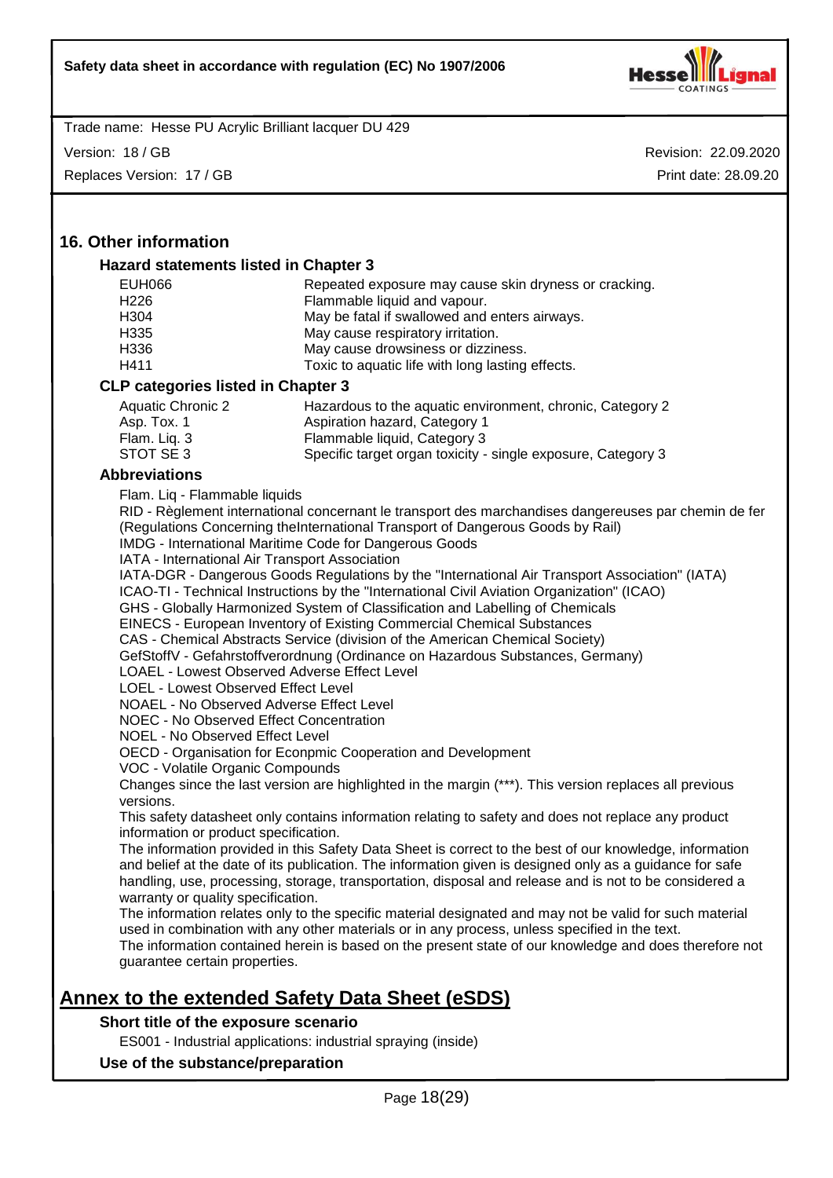## 16. Other information

### Hazard statements listed in Chapter 3

| | |
|---|---|
| EUH066 | Repeated exposure may cause skin dryness or cracking. |
| H226 | Flammable liquid and vapour. |
| H304 | May be fatal if swallowed and enters airways. |
| H335 | May cause respiratory irritation. |
| H336 | May cause drowsiness or dizziness. |
| H411 | Toxic to aquatic life with long lasting effects. |

### CLP categories listed in Chapter 3

| | |
|---|---|
| Aquatic Chronic 2 | Hazardous to the aquatic environment, chronic, Category 2 |
| Asp. Tox. 1 | Aspiration hazard, Category 1 |
| Flam. Liq. 3 | Flammable liquid, Category 3 |
| STOT SE 3 | Specific target organ toxicity - single exposure, Category 3 |

### Abbreviations

Flam. Liq - Flammable liquids
RID - Règlement international concernant le transport des marchandises dangereuses par chemin de fer (Regulations Concerning theInternational Transport of Dangerous Goods by Rail)
IMDG - International Maritime Code for Dangerous Goods
IATA - International Air Transport Association
IATA-DGR - Dangerous Goods Regulations by the "International Air Transport Association" (IATA)
ICAO-TI - Technical Instructions by the "International Civil Aviation Organization" (ICAO)
GHS - Globally Harmonized System of Classification and Labelling of Chemicals
EINECS - European Inventory of Existing Commercial Chemical Substances
CAS - Chemical Abstracts Service (division of the American Chemical Society)
GefStoffV - Gefahrstoffverordnung (Ordinance on Hazardous Substances, Germany)
LOAEL - Lowest Observed Adverse Effect Level
LOEL - Lowest Observed Effect Level
NOAEL - No Observed Adverse Effect Level
NOEC - No Observed Effect Concentration
NOEL - No Observed Effect Level
OECD - Organisation for Econpmic Cooperation and Development
VOC - Volatile Organic Compounds
Changes since the last version are highlighted in the margin (***). This version replaces all previous versions.
This safety datasheet only contains information relating to safety and does not replace any product information or product specification.
The information provided in this Safety Data Sheet is correct to the best of our knowledge, information and belief at the date of its publication. The information given is designed only as a guidance for safe handling, use, processing, storage, transportation, disposal and release and is not to be considered a warranty or quality specification.
The information relates only to the specific material designated and may not be valid for such material used in combination with any other materials or in any process, unless specified in the text.
The information contained herein is based on the present state of our knowledge and does therefore not guarantee certain properties.

## Annex to the extended Safety Data Sheet (eSDS)

### Short title of the exposure scenario

ES001 - Industrial applications: industrial spraying (inside)

### Use of the substance/preparation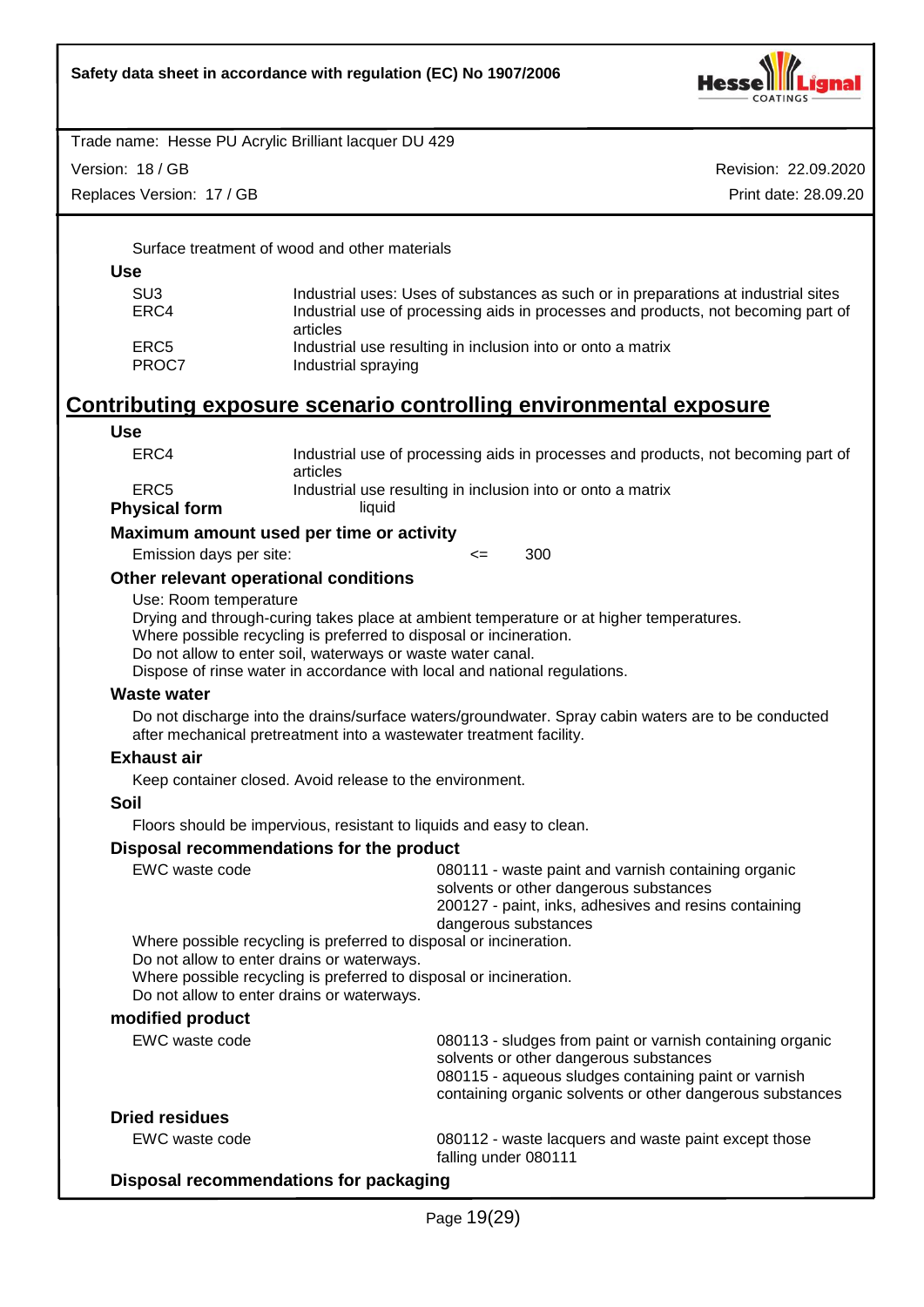Surface treatment of wood and other materials

**Use**

| | |
|---|---|
| SU3 | Industrial uses: Uses of substances as such or in preparations at industrial sites |
| ERC4 | Industrial use of processing aids in processes and products, not becoming part of articles |
| ERC5 | Industrial use resulting in inclusion into or onto a matrix |
| PROC7 | Industrial spraying |

## Contributing exposure scenario controlling environmental exposure

**Use**

| | |
|---|---|
| ERC4 | Industrial use of processing aids in processes and products, not becoming part of articles |
| ERC5 | Industrial use resulting in inclusion into or onto a matrix |

**Physical form** liquid

**Maximum amount used per time or activity**

Emission days per site: <= 300

**Other relevant operational conditions**

Use: Room temperature
Drying and through-curing takes place at ambient temperature or at higher temperatures.
Where possible recycling is preferred to disposal or incineration.
Do not allow to enter soil, waterways or waste water canal.
Dispose of rinse water in accordance with local and national regulations.

**Waste water**

Do not discharge into the drains/surface waters/groundwater. Spray cabin waters are to be conducted after mechanical pretreatment into a wastewater treatment facility.

**Exhaust air**

Keep container closed. Avoid release to the environment.

**Soil**

Floors should be impervious, resistant to liquids and easy to clean.

**Disposal recommendations for the product**

EWC waste code: 080111 - waste paint and varnish containing organic solvents or other dangerous substances
200127 - paint, inks, adhesives and resins containing dangerous substances

Where possible recycling is preferred to disposal or incineration.
Do not allow to enter drains or waterways.
Where possible recycling is preferred to disposal or incineration.
Do not allow to enter drains or waterways.

**modified product**

EWC waste code: 080113 - sludges from paint or varnish containing organic solvents or other dangerous substances
080115 - aqueous sludges containing paint or varnish containing organic solvents or other dangerous substances

**Dried residues**

EWC waste code: 080112 - waste lacquers and waste paint except those falling under 080111

**Disposal recommendations for packaging**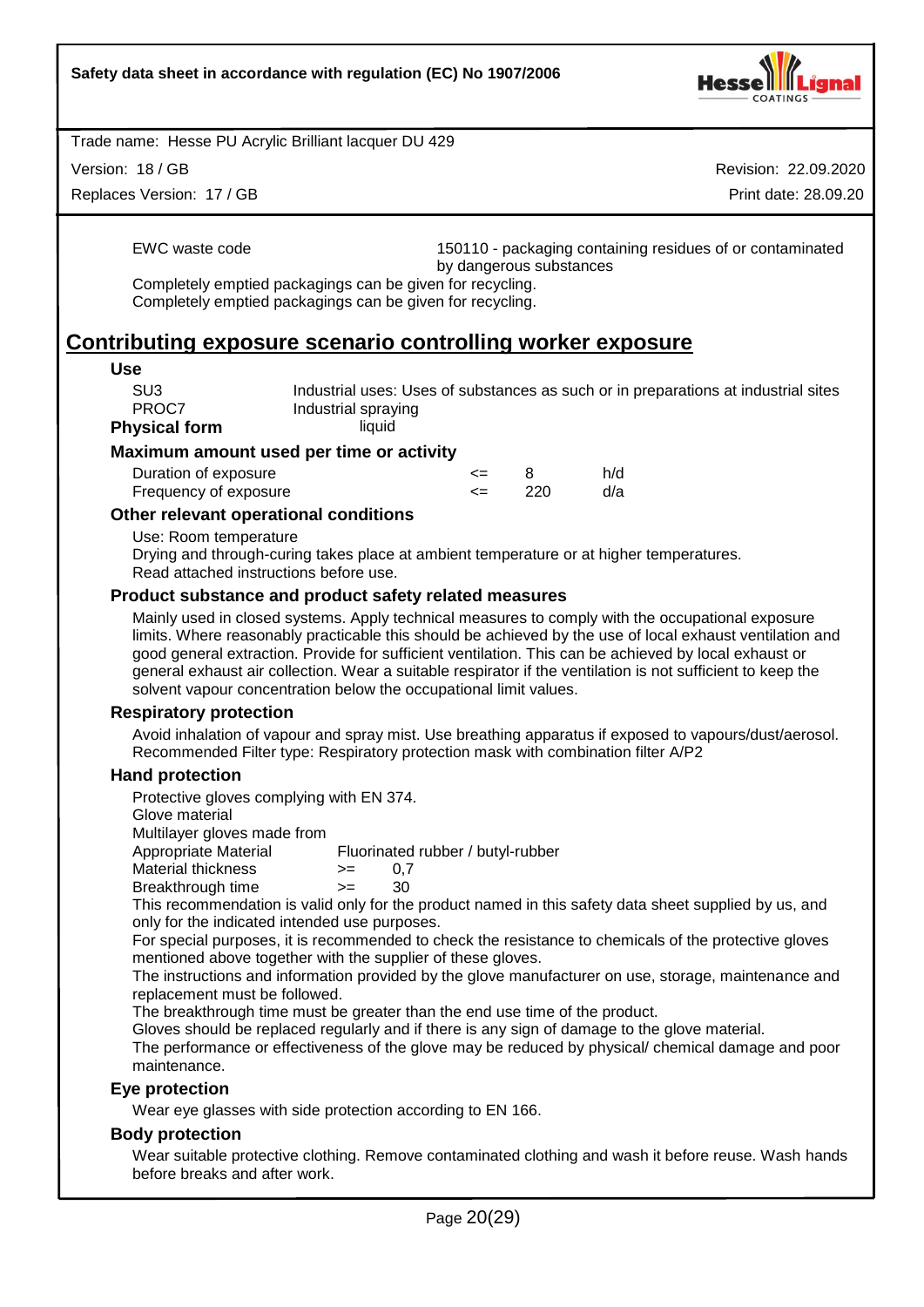| | |
|---|---|
| EWC waste code | 150110 - packaging containing residues of or contaminated by dangerous substances |

Completely emptied packagings can be given for recycling.
Completely emptied packagings can be given for recycling.

## Contributing exposure scenario controlling worker exposure

### Use

| | |
|---|---|
| SU3 | Industrial uses: Uses of substances as such or in preparations at industrial sites |
| PROC7 | Industrial spraying |

**Physical form** liquid

### Maximum amount used per time or activity

| | | | |
|---|---|---|---|
| Duration of exposure | <= | 8 | h/d |
| Frequency of exposure | <= | 220 | d/a |

### Other relevant operational conditions

Use: Room temperature
Drying and through-curing takes place at ambient temperature or at higher temperatures.
Read attached instructions before use.

### Product substance and product safety related measures

Mainly used in closed systems. Apply technical measures to comply with the occupational exposure limits. Where reasonably practicable this should be achieved by the use of local exhaust ventilation and good general extraction. Provide for sufficient ventilation. This can be achieved by local exhaust or general exhaust air collection. Wear a suitable respirator if the ventilation is not sufficient to keep the solvent vapour concentration below the occupational limit values.

### Respiratory protection

Avoid inhalation of vapour and spray mist. Use breathing apparatus if exposed to vapours/dust/aerosol. Recommended Filter type: Respiratory protection mask with combination filter A/P2

### Hand protection

Protective gloves complying with EN 374.
Glove material
Multilayer gloves made from

| | | |
|---|---|---|
| Appropriate Material | Fluorinated rubber / butyl-rubber | |
| Material thickness | >= | 0,7 |
| Breakthrough time | >= | 30 |

This recommendation is valid only for the product named in this safety data sheet supplied by us, and only for the indicated intended use purposes.
For special purposes, it is recommended to check the resistance to chemicals of the protective gloves mentioned above together with the supplier of these gloves.
The instructions and information provided by the glove manufacturer on use, storage, maintenance and replacement must be followed.
The breakthrough time must be greater than the end use time of the product.
Gloves should be replaced regularly and if there is any sign of damage to the glove material.
The performance or effectiveness of the glove may be reduced by physical/ chemical damage and poor maintenance.

### Eye protection

Wear eye glasses with side protection according to EN 166.

### Body protection

Wear suitable protective clothing. Remove contaminated clothing and wash it before reuse. Wash hands before breaks and after work.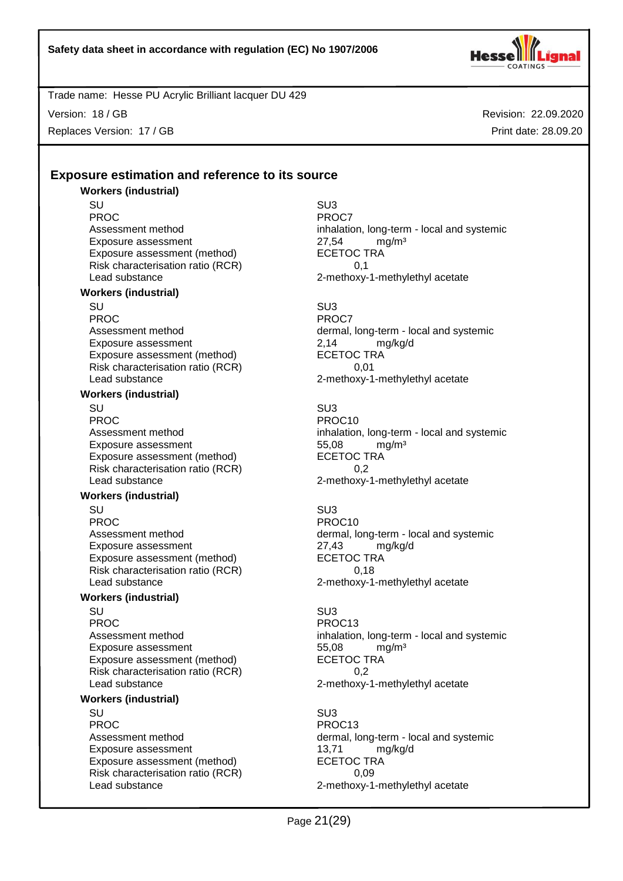## Exposure estimation and reference to its source

**Workers (industrial)**

| | |
|---|---|
| SU | SU3 |
| PROC | PROC7 |
| Assessment method | inhalation, long-term - local and systemic |
| Exposure assessment | 27,54 mg/m³ |
| Exposure assessment (method) | ECETOC TRA |
| Risk characterisation ratio (RCR) | 0,1 |
| Lead substance | 2-methoxy-1-methylethyl acetate |

**Workers (industrial)**

| | |
|---|---|
| SU | SU3 |
| PROC | PROC7 |
| Assessment method | dermal, long-term - local and systemic |
| Exposure assessment | 2,14 mg/kg/d |
| Exposure assessment (method) | ECETOC TRA |
| Risk characterisation ratio (RCR) | 0,01 |
| Lead substance | 2-methoxy-1-methylethyl acetate |

**Workers (industrial)**

| | |
|---|---|
| SU | SU3 |
| PROC | PROC10 |
| Assessment method | inhalation, long-term - local and systemic |
| Exposure assessment | 55,08 mg/m³ |
| Exposure assessment (method) | ECETOC TRA |
| Risk characterisation ratio (RCR) | 0,2 |
| Lead substance | 2-methoxy-1-methylethyl acetate |

**Workers (industrial)**

| | |
|---|---|
| SU | SU3 |
| PROC | PROC10 |
| Assessment method | dermal, long-term - local and systemic |
| Exposure assessment | 27,43 mg/kg/d |
| Exposure assessment (method) | ECETOC TRA |
| Risk characterisation ratio (RCR) | 0,18 |
| Lead substance | 2-methoxy-1-methylethyl acetate |

**Workers (industrial)**

| | |
|---|---|
| SU | SU3 |
| PROC | PROC13 |
| Assessment method | inhalation, long-term - local and systemic |
| Exposure assessment | 55,08 mg/m³ |
| Exposure assessment (method) | ECETOC TRA |
| Risk characterisation ratio (RCR) | 0,2 |
| Lead substance | 2-methoxy-1-methylethyl acetate |

**Workers (industrial)**

| | |
|---|---|
| SU | SU3 |
| PROC | PROC13 |
| Assessment method | dermal, long-term - local and systemic |
| Exposure assessment | 13,71 mg/kg/d |
| Exposure assessment (method) | ECETOC TRA |
| Risk characterisation ratio (RCR) | 0,09 |
| Lead substance | 2-methoxy-1-methylethyl acetate |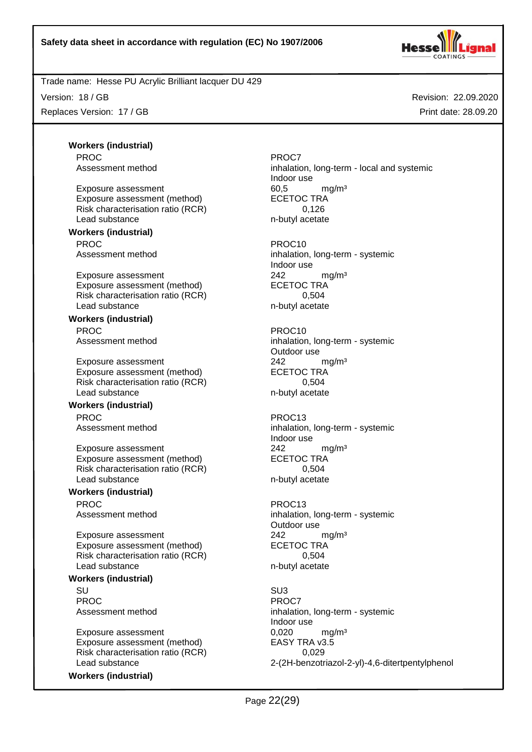**Workers (industrial)**

| | |
|---|---|
| PROC | PROC7 |
| Assessment method | inhalation, long-term - local and systemic<br>Indoor use |
| Exposure assessment | 60,5 mg/m³ |
| Exposure assessment (method) | ECETOC TRA |
| Risk characterisation ratio (RCR) | 0,126 |
| Lead substance | n-butyl acetate |

**Workers (industrial)**

| | |
|---|---|
| PROC | PROC10 |
| Assessment method | inhalation, long-term - systemic<br>Indoor use |
| Exposure assessment | 242 mg/m³ |
| Exposure assessment (method) | ECETOC TRA |
| Risk characterisation ratio (RCR) | 0,504 |
| Lead substance | n-butyl acetate |

**Workers (industrial)**

| | |
|---|---|
| PROC | PROC10 |
| Assessment method | inhalation, long-term - systemic<br>Outdoor use |
| Exposure assessment | 242 mg/m³ |
| Exposure assessment (method) | ECETOC TRA |
| Risk characterisation ratio (RCR) | 0,504 |
| Lead substance | n-butyl acetate |

**Workers (industrial)**

| | |
|---|---|
| PROC | PROC13 |
| Assessment method | inhalation, long-term - systemic<br>Indoor use |
| Exposure assessment | 242 mg/m³ |
| Exposure assessment (method) | ECETOC TRA |
| Risk characterisation ratio (RCR) | 0,504 |
| Lead substance | n-butyl acetate |

**Workers (industrial)**

| | |
|---|---|
| PROC | PROC13 |
| Assessment method | inhalation, long-term - systemic<br>Outdoor use |
| Exposure assessment | 242 mg/m³ |
| Exposure assessment (method) | ECETOC TRA |
| Risk characterisation ratio (RCR) | 0,504 |
| Lead substance | n-butyl acetate |

**Workers (industrial)**

| | |
|---|---|
| SU | SU3 |
| PROC | PROC7 |
| Assessment method | inhalation, long-term - systemic<br>Indoor use |
| Exposure assessment | 0,020 mg/m³ |
| Exposure assessment (method) | EASY TRA v3.5 |
| Risk characterisation ratio (RCR) | 0,029 |
| Lead substance | 2-(2H-benzotriazol-2-yl)-4,6-ditertpentylphenol |

**Workers (industrial)**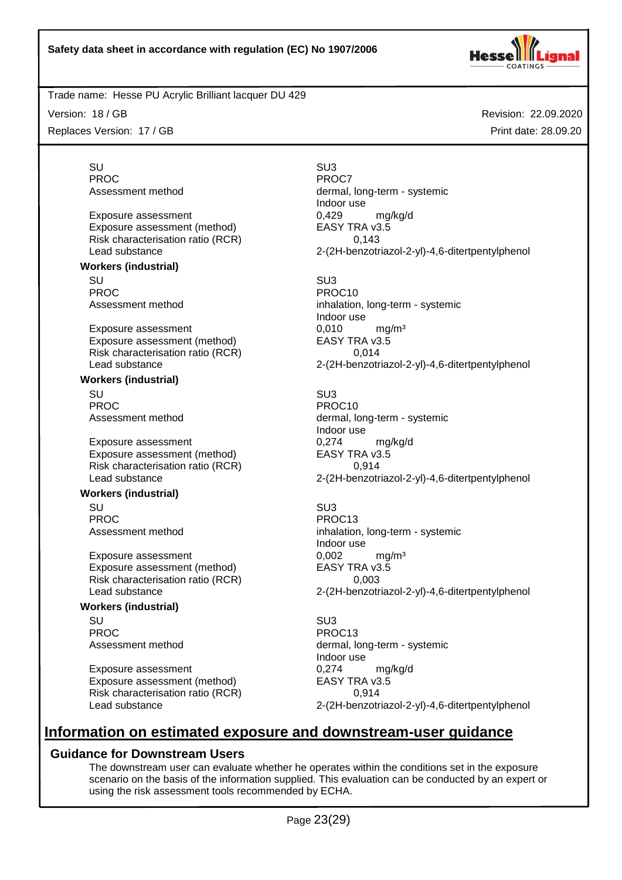| | |
|---|---|
| SU | SU3 |
| PROC | PROC7 |
| Assessment method | dermal, long-term - systemic<br>Indoor use |
| Exposure assessment | 0,429 mg/kg/d |
| Exposure assessment (method) | EASY TRA v3.5 |
| Risk characterisation ratio (RCR) | 0,143 |
| Lead substance | 2-(2H-benzotriazol-2-yl)-4,6-ditertpentylphenol |

**Workers (industrial)**

| | |
|---|---|
| SU | SU3 |
| PROC | PROC10 |
| Assessment method | inhalation, long-term - systemic<br>Indoor use |
| Exposure assessment | 0,010 mg/m³ |
| Exposure assessment (method) | EASY TRA v3.5 |
| Risk characterisation ratio (RCR) | 0,014 |
| Lead substance | 2-(2H-benzotriazol-2-yl)-4,6-ditertpentylphenol |

**Workers (industrial)**

| | |
|---|---|
| SU | SU3 |
| PROC | PROC10 |
| Assessment method | dermal, long-term - systemic<br>Indoor use |
| Exposure assessment | 0,274 mg/kg/d |
| Exposure assessment (method) | EASY TRA v3.5 |
| Risk characterisation ratio (RCR) | 0,914 |
| Lead substance | 2-(2H-benzotriazol-2-yl)-4,6-ditertpentylphenol |

**Workers (industrial)**

| | |
|---|---|
| SU | SU3 |
| PROC | PROC13 |
| Assessment method | inhalation, long-term - systemic<br>Indoor use |
| Exposure assessment | 0,002 mg/m³ |
| Exposure assessment (method) | EASY TRA v3.5 |
| Risk characterisation ratio (RCR) | 0,003 |
| Lead substance | 2-(2H-benzotriazol-2-yl)-4,6-ditertpentylphenol |

**Workers (industrial)**

| | |
|---|---|
| SU | SU3 |
| PROC | PROC13 |
| Assessment method | dermal, long-term - systemic<br>Indoor use |
| Exposure assessment | 0,274 mg/kg/d |
| Exposure assessment (method) | EASY TRA v3.5 |
| Risk characterisation ratio (RCR) | 0,914 |
| Lead substance | 2-(2H-benzotriazol-2-yl)-4,6-ditertpentylphenol |

## Information on estimated exposure and downstream-user guidance

### Guidance for Downstream Users

The downstream user can evaluate whether he operates within the conditions set in the exposure scenario on the basis of the information supplied. This evaluation can be conducted by an expert or using the risk assessment tools recommended by ECHA.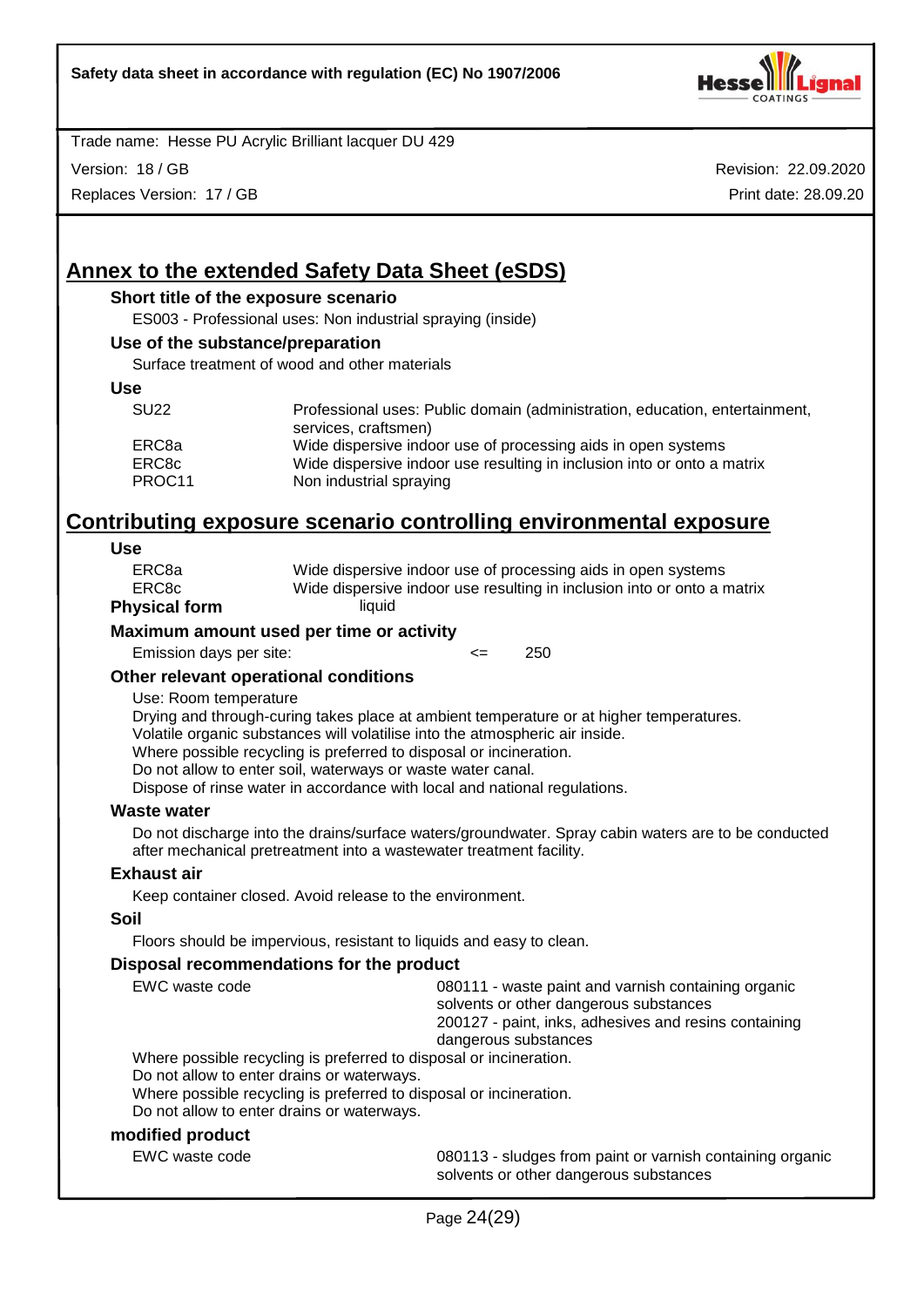## Annex to the extended Safety Data Sheet (eSDS)

### Short title of the exposure scenario

ES003 - Professional uses: Non industrial spraying (inside)

### Use of the substance/preparation

Surface treatment of wood and other materials

### Use

| | |
|---|---|
| SU22 | Professional uses: Public domain (administration, education, entertainment, services, craftsmen) |
| ERC8a | Wide dispersive indoor use of processing aids in open systems |
| ERC8c | Wide dispersive indoor use resulting in inclusion into or onto a matrix |
| PROC11 | Non industrial spraying |

## Contributing exposure scenario controlling environmental exposure

### Use

| | |
|---|---|
| ERC8a | Wide dispersive indoor use of processing aids in open systems |
| ERC8c | Wide dispersive indoor use resulting in inclusion into or onto a matrix |

**Physical form** liquid

### Maximum amount used per time or activity

Emission days per site: <= 250

### Other relevant operational conditions

Use: Room temperature
Drying and through-curing takes place at ambient temperature or at higher temperatures.
Volatile organic substances will volatilise into the atmospheric air inside.
Where possible recycling is preferred to disposal or incineration.
Do not allow to enter soil, waterways or waste water canal.
Dispose of rinse water in accordance with local and national regulations.

### Waste water

Do not discharge into the drains/surface waters/groundwater. Spray cabin waters are to be conducted after mechanical pretreatment into a wastewater treatment facility.

### Exhaust air

Keep container closed. Avoid release to the environment.

### Soil

Floors should be impervious, resistant to liquids and easy to clean.

### Disposal recommendations for the product

EWC waste code: 080111 - waste paint and varnish containing organic solvents or other dangerous substances
200127 - paint, inks, adhesives and resins containing dangerous substances

Where possible recycling is preferred to disposal or incineration.
Do not allow to enter drains or waterways.
Where possible recycling is preferred to disposal or incineration.
Do not allow to enter drains or waterways.

### modified product

EWC waste code: 080113 - sludges from paint or varnish containing organic solvents or other dangerous substances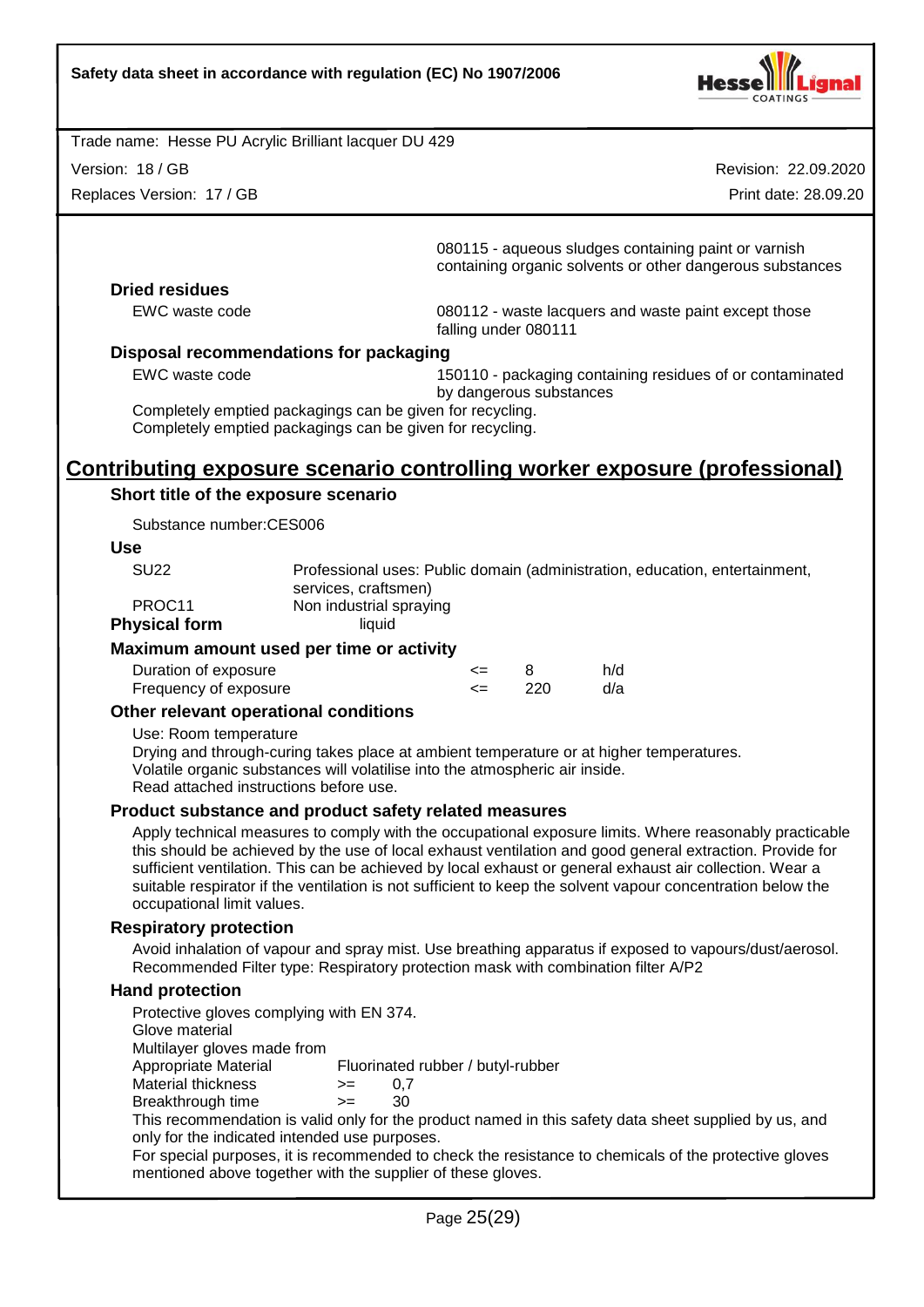080115 - aqueous sludges containing paint or varnish containing organic solvents or other dangerous substances

**Dried residues**

| | |
|---|---|
| EWC waste code | 080112 - waste lacquers and waste paint except those falling under 080111 |

**Disposal recommendations for packaging**

| | |
|---|---|
| EWC waste code | 150110 - packaging containing residues of or contaminated by dangerous substances |

Completely emptied packagings can be given for recycling.
Completely emptied packagings can be given for recycling.

## Contributing exposure scenario controlling worker exposure (professional)

**Short title of the exposure scenario**

Substance number:CES006

**Use**

| | |
|---|---|
| SU22 | Professional uses: Public domain (administration, education, entertainment, services, craftsmen) |
| PROC11 | Non industrial spraying |

**Physical form** liquid

**Maximum amount used per time or activity**

| | | | |
|---|---|---|---|
| Duration of exposure | <= | 8 | h/d |
| Frequency of exposure | <= | 220 | d/a |

**Other relevant operational conditions**

Use: Room temperature
Drying and through-curing takes place at ambient temperature or at higher temperatures.
Volatile organic substances will volatilise into the atmospheric air inside.
Read attached instructions before use.

**Product substance and product safety related measures**

Apply technical measures to comply with the occupational exposure limits. Where reasonably practicable this should be achieved by the use of local exhaust ventilation and good general extraction. Provide for sufficient ventilation. This can be achieved by local exhaust or general exhaust air collection. Wear a suitable respirator if the ventilation is not sufficient to keep the solvent vapour concentration below the occupational limit values.

**Respiratory protection**

Avoid inhalation of vapour and spray mist. Use breathing apparatus if exposed to vapours/dust/aerosol.
Recommended Filter type: Respiratory protection mask with combination filter A/P2

**Hand protection**

Protective gloves complying with EN 374.
Glove material
Multilayer gloves made from

| | | |
|---|---|---|
| Appropriate Material | Fluorinated rubber / butyl-rubber | |
| Material thickness | >= | 0,7 |
| Breakthrough time | >= | 30 |

This recommendation is valid only for the product named in this safety data sheet supplied by us, and only for the indicated intended use purposes.
For special purposes, it is recommended to check the resistance to chemicals of the protective gloves mentioned above together with the supplier of these gloves.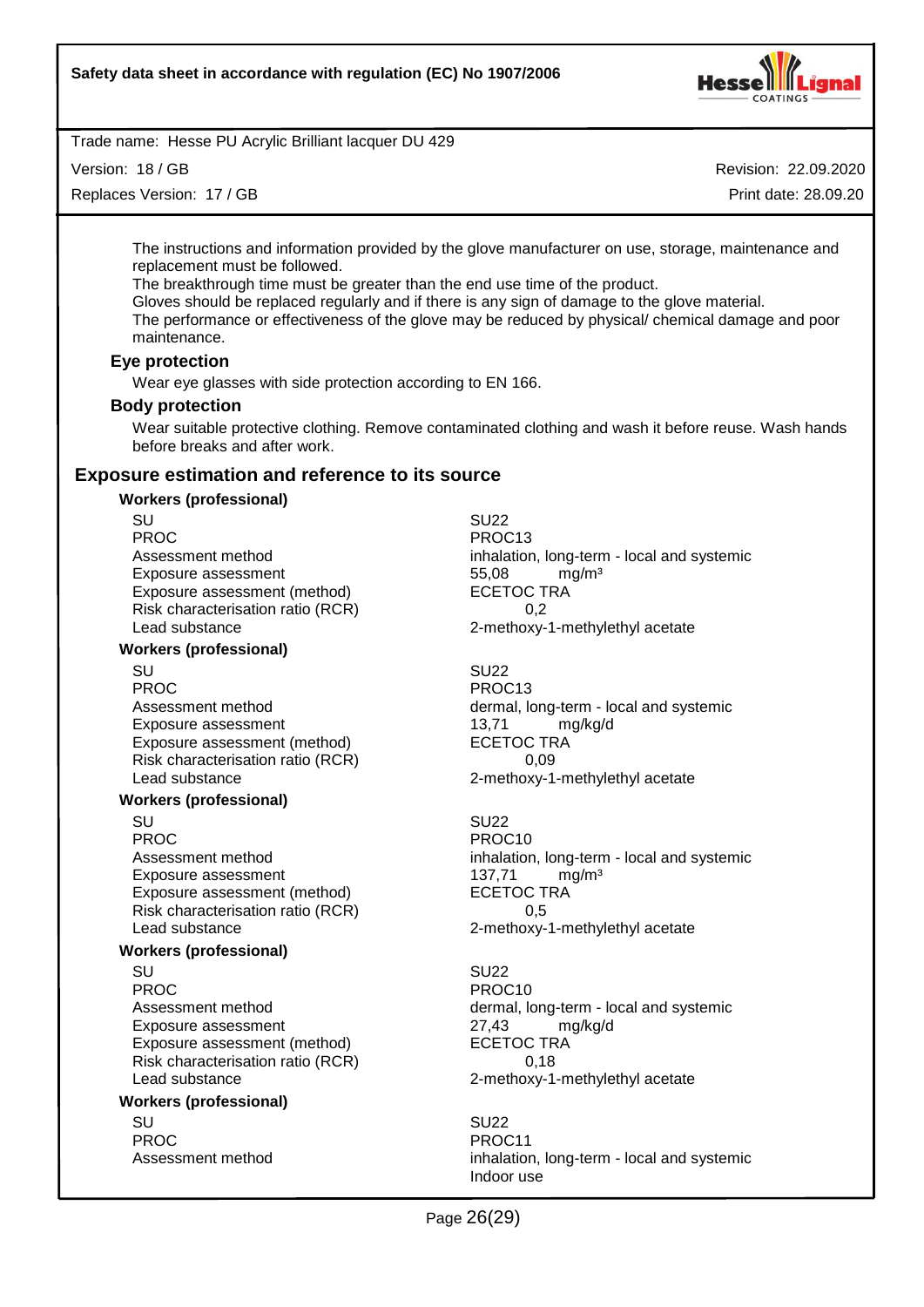The instructions and information provided by the glove manufacturer on use, storage, maintenance and replacement must be followed.
The breakthrough time must be greater than the end use time of the product.
Gloves should be replaced regularly and if there is any sign of damage to the glove material.
The performance or effectiveness of the glove may be reduced by physical/ chemical damage and poor maintenance.

### Eye protection

Wear eye glasses with side protection according to EN 166.

### Body protection

Wear suitable protective clothing. Remove contaminated clothing and wash it before reuse. Wash hands before breaks and after work.

## Exposure estimation and reference to its source

**Workers (professional)**

| | |
|---|---|
| SU | SU22 |
| PROC | PROC13 |
| Assessment method | inhalation, long-term - local and systemic |
| Exposure assessment | 55,08 mg/m³ |
| Exposure assessment (method) | ECETOC TRA |
| Risk characterisation ratio (RCR) | 0,2 |
| Lead substance | 2-methoxy-1-methylethyl acetate |

**Workers (professional)**

| | |
|---|---|
| SU | SU22 |
| PROC | PROC13 |
| Assessment method | dermal, long-term - local and systemic |
| Exposure assessment | 13,71 mg/kg/d |
| Exposure assessment (method) | ECETOC TRA |
| Risk characterisation ratio (RCR) | 0,09 |
| Lead substance | 2-methoxy-1-methylethyl acetate |

**Workers (professional)**

| | |
|---|---|
| SU | SU22 |
| PROC | PROC10 |
| Assessment method | inhalation, long-term - local and systemic |
| Exposure assessment | 137,71 mg/m³ |
| Exposure assessment (method) | ECETOC TRA |
| Risk characterisation ratio (RCR) | 0,5 |
| Lead substance | 2-methoxy-1-methylethyl acetate |

**Workers (professional)**

| | |
|---|---|
| SU | SU22 |
| PROC | PROC10 |
| Assessment method | dermal, long-term - local and systemic |
| Exposure assessment | 27,43 mg/kg/d |
| Exposure assessment (method) | ECETOC TRA |
| Risk characterisation ratio (RCR) | 0,18 |
| Lead substance | 2-methoxy-1-methylethyl acetate |

**Workers (professional)**

| | |
|---|---|
| SU | SU22 |
| PROC | PROC11 |
| Assessment method | inhalation, long-term - local and systemic<br>Indoor use |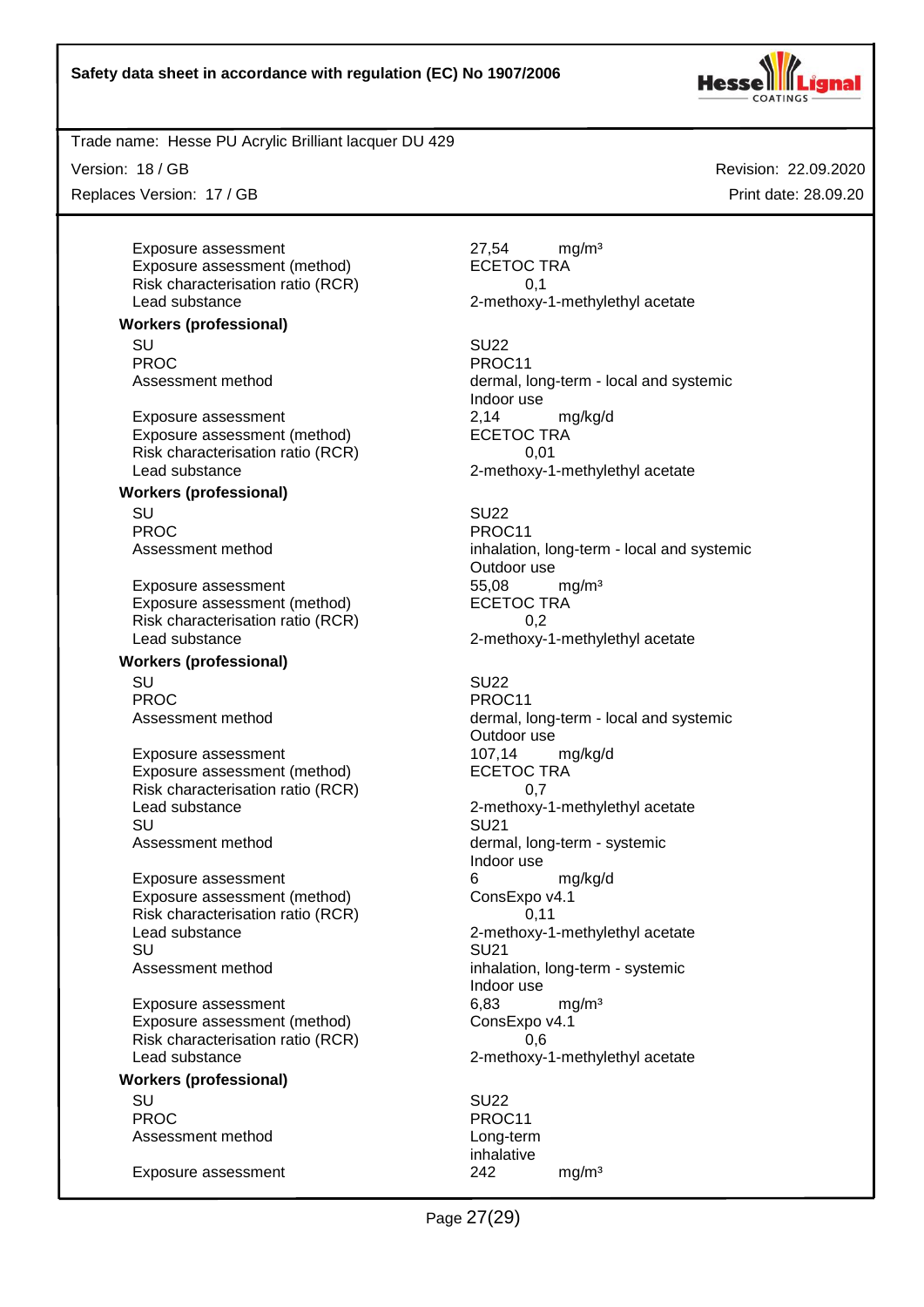| | |
|---|---|
| Exposure assessment | 27,54 mg/m³ |
| Exposure assessment (method) | ECETOC TRA |
| Risk characterisation ratio (RCR) | 0,1 |
| Lead substance | 2-methoxy-1-methylethyl acetate |

**Workers (professional)**

| | |
|---|---|
| SU | SU22 |
| PROC | PROC11 |
| Assessment method | dermal, long-term - local and systemic<br>Indoor use |
| Exposure assessment | 2,14 mg/kg/d |
| Exposure assessment (method) | ECETOC TRA |
| Risk characterisation ratio (RCR) | 0,01 |
| Lead substance | 2-methoxy-1-methylethyl acetate |

**Workers (professional)**

| | |
|---|---|
| SU | SU22 |
| PROC | PROC11 |
| Assessment method | inhalation, long-term - local and systemic<br>Outdoor use |
| Exposure assessment | 55,08 mg/m³ |
| Exposure assessment (method) | ECETOC TRA |
| Risk characterisation ratio (RCR) | 0,2 |
| Lead substance | 2-methoxy-1-methylethyl acetate |

**Workers (professional)**

| | |
|---|---|
| SU | SU22 |
| PROC | PROC11 |
| Assessment method | dermal, long-term - local and systemic<br>Outdoor use |
| Exposure assessment | 107,14 mg/kg/d |
| Exposure assessment (method) | ECETOC TRA |
| Risk characterisation ratio (RCR) | 0,7 |
| Lead substance | 2-methoxy-1-methylethyl acetate |
| SU | SU21 |
| Assessment method | dermal, long-term - systemic<br>Indoor use |
| Exposure assessment | 6 mg/kg/d |
| Exposure assessment (method) | ConsExpo v4.1 |
| Risk characterisation ratio (RCR) | 0,11 |
| Lead substance | 2-methoxy-1-methylethyl acetate |
| SU | SU21 |
| Assessment method | inhalation, long-term - systemic<br>Indoor use |
| Exposure assessment | 6,83 mg/m³ |
| Exposure assessment (method) | ConsExpo v4.1 |
| Risk characterisation ratio (RCR) | 0,6 |
| Lead substance | 2-methoxy-1-methylethyl acetate |

**Workers (professional)**

| | |
|---|---|
| SU | SU22 |
| PROC | PROC11 |
| Assessment method | Long-term<br>inhalative |
| Exposure assessment | 242 mg/m³ |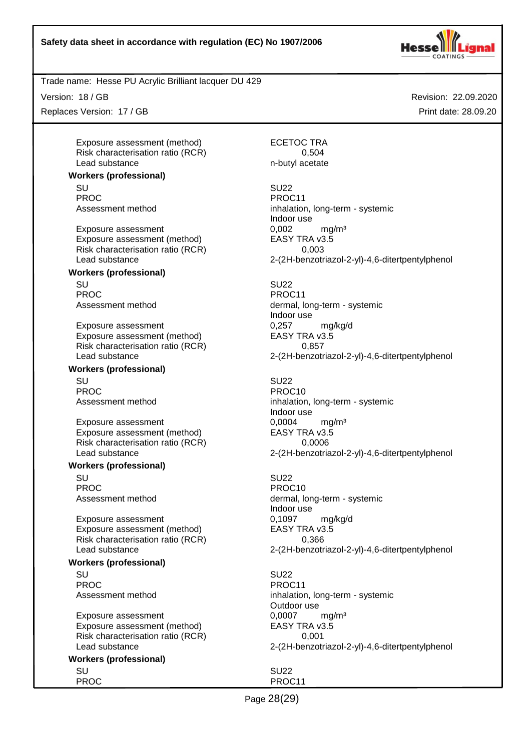| | |
|---|---|
| Exposure assessment (method) | ECETOC TRA |
| Risk characterisation ratio (RCR) | 0,504 |
| Lead substance | n-butyl acetate |

**Workers (professional)**

| | |
|---|---|
| SU | SU22 |
| PROC | PROC11 |
| Assessment method | inhalation, long-term - systemic<br>Indoor use |
| Exposure assessment | 0,002 mg/m³ |
| Exposure assessment (method) | EASY TRA v3.5 |
| Risk characterisation ratio (RCR) | 0,003 |
| Lead substance | 2-(2H-benzotriazol-2-yl)-4,6-ditertpentylphenol |

**Workers (professional)**

| | |
|---|---|
| SU | SU22 |
| PROC | PROC11 |
| Assessment method | dermal, long-term - systemic<br>Indoor use |
| Exposure assessment | 0,257 mg/kg/d |
| Exposure assessment (method) | EASY TRA v3.5 |
| Risk characterisation ratio (RCR) | 0,857 |
| Lead substance | 2-(2H-benzotriazol-2-yl)-4,6-ditertpentylphenol |

**Workers (professional)**

| | |
|---|---|
| SU | SU22 |
| PROC | PROC10 |
| Assessment method | inhalation, long-term - systemic<br>Indoor use |
| Exposure assessment | 0,0004 mg/m³ |
| Exposure assessment (method) | EASY TRA v3.5 |
| Risk characterisation ratio (RCR) | 0,0006 |
| Lead substance | 2-(2H-benzotriazol-2-yl)-4,6-ditertpentylphenol |

**Workers (professional)**

| | |
|---|---|
| SU | SU22 |
| PROC | PROC10 |
| Assessment method | dermal, long-term - systemic<br>Indoor use |
| Exposure assessment | 0,1097 mg/kg/d |
| Exposure assessment (method) | EASY TRA v3.5 |
| Risk characterisation ratio (RCR) | 0,366 |
| Lead substance | 2-(2H-benzotriazol-2-yl)-4,6-ditertpentylphenol |

**Workers (professional)**

| | |
|---|---|
| SU | SU22 |
| PROC | PROC11 |
| Assessment method | inhalation, long-term - systemic<br>Outdoor use |
| Exposure assessment | 0,0007 mg/m³ |
| Exposure assessment (method) | EASY TRA v3.5 |
| Risk characterisation ratio (RCR) | 0,001 |
| Lead substance | 2-(2H-benzotriazol-2-yl)-4,6-ditertpentylphenol |

**Workers (professional)**

| | |
|---|---|
| SU | SU22 |
| PROC | PROC11 |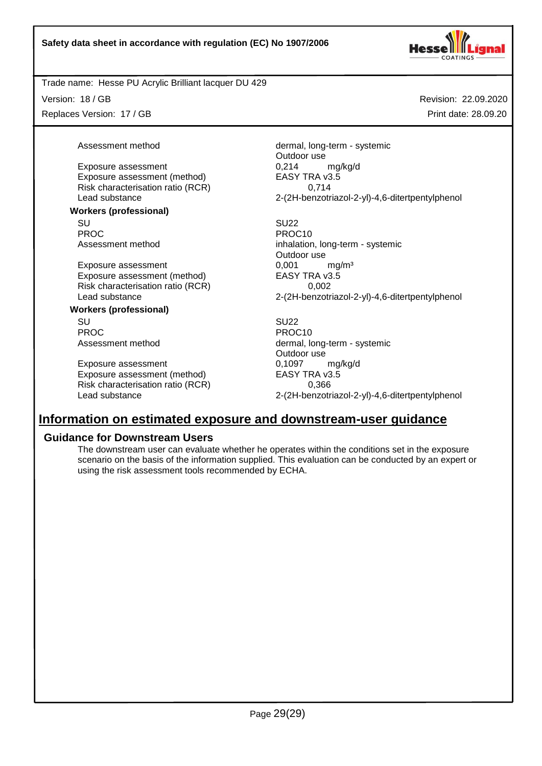| | |
|---|---|
| Assessment method | dermal, long-term - systemic<br>Outdoor use |
| Exposure assessment | 0,214 mg/kg/d |
| Exposure assessment (method) | EASY TRA v3.5 |
| Risk characterisation ratio (RCR) | 0,714 |
| Lead substance | 2-(2H-benzotriazol-2-yl)-4,6-ditertpentylphenol |

**Workers (professional)**

| | |
|---|---|
| SU | SU22 |
| PROC | PROC10 |
| Assessment method | inhalation, long-term - systemic<br>Outdoor use |
| Exposure assessment | 0,001 mg/m³ |
| Exposure assessment (method) | EASY TRA v3.5 |
| Risk characterisation ratio (RCR) | 0,002 |
| Lead substance | 2-(2H-benzotriazol-2-yl)-4,6-ditertpentylphenol |

**Workers (professional)**

| | |
|---|---|
| SU | SU22 |
| PROC | PROC10 |
| Assessment method | dermal, long-term - systemic<br>Outdoor use |
| Exposure assessment | 0,1097 mg/kg/d |
| Exposure assessment (method) | EASY TRA v3.5 |
| Risk characterisation ratio (RCR) | 0,366 |
| Lead substance | 2-(2H-benzotriazol-2-yl)-4,6-ditertpentylphenol |

## Information on estimated exposure and downstream-user guidance

### Guidance for Downstream Users

The downstream user can evaluate whether he operates within the conditions set in the exposure scenario on the basis of the information supplied. This evaluation can be conducted by an expert or using the risk assessment tools recommended by ECHA.